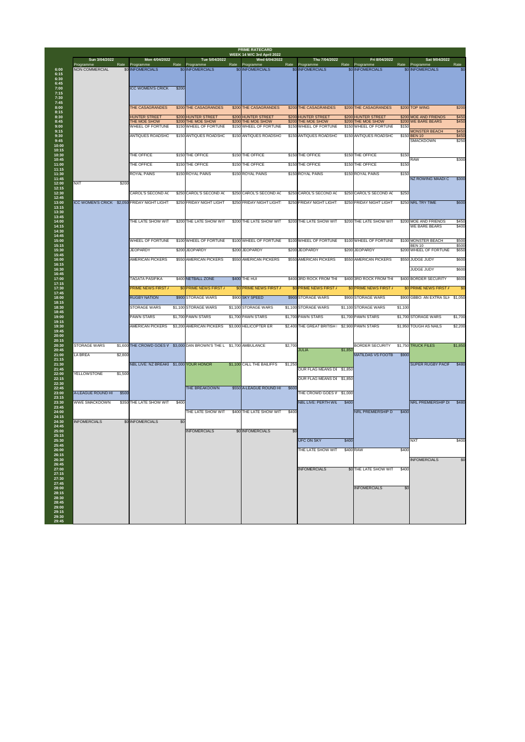# PRIME RATECARD

## WEEK 14 W/C 3rd April 2022

| Time | Sun 3/04/2022 Programme | Rate | Mon 4/04/2022 Programme | Rate | Tue 5/04/2022 Programme | Rate | Wed 6/04/2022 Programme | Rate | Thu 7/04/2022 Programme | Rate | Fri 8/04/2022 Programme | Rate | Sat 9/04/2022 Programme | Rate |
|---|---|---|---|---|---|---|---|---|---|---|---|---|---|---|
| 6:00 | NON COMMERCIAL | $0 | INFOMERCIALS | $0 | INFOMERCIALS | $0 | INFOMERCIALS | $0 | INFOMERCIALS | $0 | INFOMERCIALS | $0 | INFOMERCIALS | $0 |
| 7:00 | | | ICC WOMEN'S CRICK | $200 | | | | | | | | | | |
| 8:00 | | | THE CASAGRANDES | $200 | THE CASAGRANDES | $200 | THE CASAGRANDES | $200 | THE CASAGRANDES | $200 | THE CASAGRANDES | $200 | TOP WING | $200 |
| 8:30 | | | HUNTER STREET | $200 | HUNTER STREET | $200 | HUNTER STREET | $200 | HUNTER STREET | $200 | HUNTER STREET | $200 | MOE AND FRIENDS | $450 |
| 8:45 | | | THE MOE SHOW | $200 | THE MOE SHOW | $200 | THE MOE SHOW | $200 | THE MOE SHOW | $200 | THE MOE SHOW | $200 | WE BARE BEARS | $450 |
| 9:00 | | | WHEEL OF FORTUNE | $150 | WHEEL OF FORTUNE | $150 | WHEEL OF FORTUNE | $150 | WHEEL OF FORTUNE | $150 | WHEEL OF FORTUNE | $150 | | |
| 9:15 | | | | | | | | | | | | | MONSTER BEACH | $450 |
| 9:30 | | | ANTIQUES ROADSHO | $150 | ANTIQUES ROADSHO | $150 | ANTIQUES ROADSHO | $150 | ANTIQUES ROADSHO | $150 | ANTIQUES ROADSHO | $150 | BEN 10 | $450 |
| 9:45 | | | | | | | | | | | | | SMACKDOWN | $250 |
| 10:30 | | | THE OFFICE | $150 | THE OFFICE | $150 | THE OFFICE | $150 | THE OFFICE | $150 | THE OFFICE | $150 | | |
| 10:45 | | | | | | | | | | | | | RAW | $300 |
| 11:00 | | | THE OFFICE | $150 | THE OFFICE | $150 | THE OFFICE | $150 | THE OFFICE | $150 | THE OFFICE | $150 | | |
| 11:30 | | | ROYAL PAINS | $150 | ROYAL PAINS | $150 | ROYAL PAINS | $150 | ROYAL PAINS | $150 | ROYAL PAINS | $150 | | |
| 11:45 | | | | | | | | | | | | | NZ ROWING MAADI C | $300 |
| 12:00 | NXT | $200 | | | | | | | | | | | | |
| 12:30 | | | CAROL'S SECOND AC | $250 | CAROL'S SECOND AC | $250 | CAROL'S SECOND AC | $250 | CAROL'S SECOND AC | $250 | CAROL'S SECOND AC | $250 | | |
| 13:00 | ICC WOMEN'S CRICK | $2,050 | FRIDAY NIGHT LIGHT | $250 | FRIDAY NIGHT LIGHT | $250 | FRIDAY NIGHT LIGHT | $250 | FRIDAY NIGHT LIGHT | $250 | FRIDAY NIGHT LIGHT | $250 | NRL TRY TIME | $600 |
| 14:00 | | | THE LATE SHOW WIT | $200 | THE LATE SHOW WIT | $200 | THE LATE SHOW WIT | $200 | THE LATE SHOW WIT | $200 | THE LATE SHOW WIT | $200 | MOE AND FRIENDS | $450 |
| 14:15 | | | | | | | | | | | | | WE BARE BEARS | $400 |
| 15:00 | | | WHEEL OF FORTUNE | $100 | WHEEL OF FORTUNE | $100 | WHEEL OF FORTUNE | $100 | WHEEL OF FORTUNE | $100 | WHEEL OF FORTUNE | $100 | MONSTER BEACH | $500 |
| 15:15 | | | | | | | | | | | | | BEN 10 | $500 |
| 15:30 | | | JEOPARDY | $200 | JEOPARDY | $200 | JEOPARDY | $200 | JEOPARDY | $200 | JEOPARDY | $200 | WHEEL OF FORTUNE | $650 |
| 16:00 | | | AMERICAN PICKERS | $550 | AMERICAN PICKERS | $550 | AMERICAN PICKERS | $550 | AMERICAN PICKERS | $550 | AMERICAN PICKERS | $550 | JUDGE JUDY | $600 |
| 16:30 | | | | | | | | | | | | | JUDGE JUDY | $600 |
| 17:00 | | | TAGATA PASIFIKA | $400 | NETBALL ZONE | $400 | THE HUI | $400 | 3RD ROCK FROM THE | $400 | 3RD ROCK FROM THE | $400 | BORDER SECURITY | $600 |
| 17:30 | | | PRIME NEWS FIRST / | $0 | PRIME NEWS FIRST / | $0 | PRIME NEWS FIRST / | $0 | PRIME NEWS FIRST / | $0 | PRIME NEWS FIRST / | $0 | PRIME NEWS FIRST / | $0 |
| 18:00 | | | RUGBY NATION | $900 | STORAGE WARS | $900 | SKY SPEED | $900 | STORAGE WARS | $900 | STORAGE WARS | $900 | GBBO: AN EXTRA SLI | $1,050 |
| 18:30 | | | STORAGE WARS | $1,100 | STORAGE WARS | $1,100 | STORAGE WARS | $1,100 | STORAGE WARS | $1,100 | STORAGE WARS | $1,100 | | |
| 19:00 | | | PAWN STARS | $1,700 | PAWN STARS | $1,700 | PAWN STARS | $1,700 | PAWN STARS | $1,700 | PAWN STARS | $1,700 | STORAGE WARS | $1,700 |
| 19:30 | | | AMERICAN PICKERS | $3,200 | AMERICAN PICKERS | $3,000 | HELICOPTER ER | $2,400 | THE GREAT BRITISH | $2,900 | PAWN STARS | $1,950 | TOUGH AS NAILS | $2,200 |
| 20:30 | STORAGE WARS | $1,600 | THE CROWD GOES W | $3,000 | DAN BROWN'S THE L | $1,700 | AMBULANCE | $2,700 | | | BORDER SECURITY | $1,750 | TRUCK FILES | $1,850 |
| 20:45 | | | | | | | | | JULIA | $1,850 | | | | |
| 21:00 | LA BREA | $2,800 | | | | | | | | | MATILDAS VS FOOTB | $900 | | |
| 21:30 | | | NBL LIVE: NZ BREAKE | $1,000 | YOUR HONOR | $1,100 | CALL THE BAILIFFS | $1,250 | | | | | SUPER RUGBY PACIF | $480 |
| 21:45 | | | | | | | | | OUR FLAG MEANS DE | $1,850 | | | | |
| 22:00 | YELLOWSTONE | $1,500 | | | | | | | | | | | | |
| 22:15 | | | | | | | | | OUR FLAG MEANS DE | $1,850 | | | | |
| 22:45 | | | | | THE BREAKDOWN | $550 | A-LEAGUE ROUND HI | $600 | | | | | | |
| 23:00 | A-LEAGUE ROUND HI | $500 | | | | | | | THE CROWD GOES W | $1,000 | | | | |
| 23:30 | WWE SMACKDOWN | $350 | THE LATE SHOW WIT | $400 | | | | | NBL LIVE: PERTH WIL | $400 | | | NRL PREMIERSHIP DI | $480 |
| 24:00 | | | | | THE LATE SHOW WIT | $400 | THE LATE SHOW WIT | $400 | | | NRL PREMIERSHIP D | $400 | | |
| 24:30 | INFOMERCIALS | $0 | INFOMERCIALS | $0 | | | | | | | | | | |
| 25:00 | | | | | INFOMERCIALS | $0 | INFOMERCIALS | $0 | | | | | | |
| 25:30 | | | | | | | | | UFC ON SKY | $400 | | | NXT | $400 |
| 26:00 | | | | | | | | | THE LATE SHOW WIT | $400 | RAW | $400 | | |
| 26:30 | | | | | | | | | | | | | INFOMERCIALS | $0 |
| 27:00 | | | | | | | | | INFOMERCIALS | $0 | THE LATE SHOW WIT | $400 | | |
| 28:00 | | | | | | | | | | | INFOMERCIALS | $0 | | |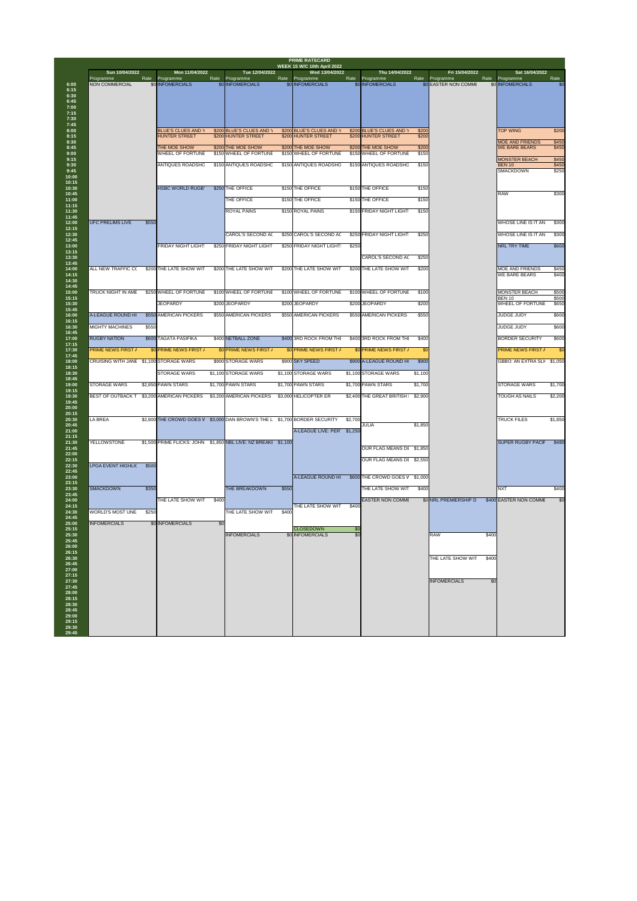# PRIME RATECARD

## WEEK 15 W/C 10th April 2022

| Time | Sun 10/04/2022 Programme | Rate | Mon 11/04/2022 Programme | Rate | Tue 12/04/2022 Programme | Rate | Wed 13/04/2022 Programme | Rate | Thu 14/04/2022 Programme | Rate | Fri 15/04/2022 Programme | Rate | Sat 16/04/2022 Programme | Rate |
|---|---|---|---|---|---|---|---|---|---|---|---|---|---|---|
| 6:00 | NON COMMERCIAL | $0 | INFOMERCIALS | $0 | INFOMERCIALS | $0 | INFOMERCIALS | $0 | INFOMERCIALS | $0 | EASTER NON COMME | $0 | INFOMERCIALS | $0 |
| 6:15 | | | | | | | | | | | | | | |
| 6:30 | | | | | | | | | | | | | | |
| 6:45 | | | | | | | | | | | | | | |
| 7:00 | | | | | | | | | | | | | | |
| 7:15 | | | | | | | | | | | | | | |
| 7:30 | | | | | | | | | | | | | | |
| 7:45 | | | | | | | | | | | | | | |
| 8:00 | | | BLUE'S CLUES AND Y | $200 | BLUE'S CLUES AND Y | $200 | BLUE'S CLUES AND Y | $200 | BLUE'S CLUES AND Y | $200 | | | TOP WING | $200 |
| 8:15 | | | HUNTER STREET | $200 | HUNTER STREET | $200 | HUNTER STREET | $200 | HUNTER STREET | $200 | | | | |
| 8:30 | | | | | | | | | | | | | MOE AND FRIENDS | $450 |
| 8:45 | | | THE MOE SHOW | $200 | THE MOE SHOW | $200 | THE MOE SHOW | $200 | THE MOE SHOW | $200 | | | WE BARE BEARS | $450 |
| 9:00 | | | WHEEL OF FORTUNE | $150 | WHEEL OF FORTUNE | $150 | WHEEL OF FORTUNE | $150 | WHEEL OF FORTUNE | $150 | | | | |
| 9:15 | | | | | | | | | | | | | MONSTER BEACH | $450 |
| 9:30 | | | ANTIQUES ROADSHO | $150 | ANTIQUES ROADSHO | $150 | ANTIQUES ROADSHO | $150 | ANTIQUES ROADSHO | $150 | | | BEN 10 | $450 |
| 9:45 | | | | | | | | | | | | | SMACKDOWN | $250 |
| 10:00 | | | | | | | | | | | | | | |
| 10:15 | | | | | | | | | | | | | | |
| 10:30 | | | HSBC WORLD RUGBY | $250 | THE OFFICE | $150 | THE OFFICE | $150 | THE OFFICE | $150 | | | | |
| 10:45 | | | | | | | | | | | | | RAW | $300 |
| 11:00 | | | | | THE OFFICE | $150 | THE OFFICE | $150 | THE OFFICE | $150 | | | | |
| 11:15 | | | | | | | | | | | | | | |
| 11:30 | | | | | ROYAL PAINS | $150 | ROYAL PAINS | $150 | FRIDAY NIGHT LIGHT | $150 | | | | |
| 11:45 | | | | | | | | | | | | | | |
| 12:00 | UFC PRELIMS LIVE | $550 | | | | | | | | | | | WHOSE LINE IS IT AN | $300 |
| 12:15 | | | | | | | | | | | | | | |
| 12:30 | | | | | CAROL'S SECOND AC | $250 | CAROL'S SECOND AC | $250 | FRIDAY NIGHT LIGHT | $250 | | | WHOSE LINE IS IT AN | $300 |
| 12:45 | | | | | | | | | | | | | | |
| 13:00 | | | FRIDAY NIGHT LIGHT | $250 | FRIDAY NIGHT LIGHT | $250 | FRIDAY NIGHT LIGHT | $250 | | | | | NRL TRY TIME | $600 |
| 13:15 | | | | | | | | | | | | | | |
| 13:30 | | | | | | | | | CAROL'S SECOND AC | $250 | | | | |
| 13:45 | | | | | | | | | | | | | | |
| 14:00 | ALL NEW TRAFFIC CC | $200 | THE LATE SHOW WIT | $200 | THE LATE SHOW WIT | $200 | THE LATE SHOW WIT | $200 | THE LATE SHOW WIT | $200 | | | MOE AND FRIENDS | $450 |
| 14:15 | | | | | | | | | | | | | WE BARE BEARS | $400 |
| 14:30 | | | | | | | | | | | | | | |
| 14:45 | | | | | | | | | | | | | | |
| 15:00 | TRUCK NIGHT IN AME | $250 | WHEEL OF FORTUNE | $100 | WHEEL OF FORTUNE | $100 | WHEEL OF FORTUNE | $100 | WHEEL OF FORTUNE | $100 | | | MONSTER BEACH | $500 |
| 15:15 | | | | | | | | | | | | | BEN 10 | $500 |
| 15:30 | | | JEOPARDY | $200 | JEOPARDY | $200 | JEOPARDY | $200 | JEOPARDY | $200 | | | WHEEL OF FORTUNE | $650 |
| 15:45 | | | | | | | | | | | | | | |
| 16:00 | A-LEAGUE ROUND HI | $550 | AMERICAN PICKERS | $550 | AMERICAN PICKERS | $550 | AMERICAN PICKERS | $550 | AMERICAN PICKERS | $550 | | | JUDGE JUDY | $600 |
| 16:15 | | | | | | | | | | | | | | |
| 16:30 | MIGHTY MACHINES | $550 | | | | | | | | | | | JUDGE JUDY | $600 |
| 16:45 | | | | | | | | | | | | | | |
| 17:00 | RUGBY NATION | $600 | TAGATA PASIFIKA | $400 | NETBALL ZONE | $400 | 3RD ROCK FROM THE | $400 | 3RD ROCK FROM THE | $400 | | | BORDER SECURITY | $600 |
| 17:15 | | | | | | | | | | | | | | |
| 17:30 | PRIME NEWS FIRST A | $0 | PRIME NEWS FIRST A | $0 | PRIME NEWS FIRST A | $0 | PRIME NEWS FIRST A | $0 | PRIME NEWS FIRST A | $0 | | | PRIME NEWS FIRST A | $0 |
| 17:45 | | | | | | | | | | | | | | |
| 18:00 | CRUISING WITH JANE | $1,100 | STORAGE WARS | $900 | STORAGE WARS | $900 | SKY SPEED | $900 | A-LEAGUE ROUND HI | $900 | | | GBBO: AN EXTRA SLI | $1,050 |
| 18:15 | | | | | | | | | | | | | | |
| 18:30 | | | STORAGE WARS | $1,100 | STORAGE WARS | $1,100 | STORAGE WARS | $1,100 | STORAGE WARS | $1,100 | | | | |
| 18:45 | | | | | | | | | | | | | | |
| 19:00 | STORAGE WARS | $2,850 | PAWN STARS | $1,700 | PAWN STARS | $1,700 | PAWN STARS | $1,700 | PAWN STARS | $1,700 | | | STORAGE WARS | $1,700 |
| 19:15 | | | | | | | | | | | | | | |
| 19:30 | BEST OF OUTBACK T | $3,200 | AMERICAN PICKERS | $3,200 | AMERICAN PICKERS | $3,000 | HELICOPTER ER | $2,400 | THE GREAT BRITISH | $2,900 | | | TOUGH AS NAILS | $2,200 |
| 19:45 | | | | | | | | | | | | | | |
| 20:00 | | | | | | | | | | | | | | |
| 20:15 | | | | | | | | | | | | | | |
| 20:30 | LA BREA | $2,800 | THE CROWD GOES W | $3,000 | DAN BROWN'S THE L | $1,700 | BORDER SECURITY | $2,700 | | | | | TRUCK FILES | $1,850 |
| 20:45 | | | | | | | | | JULIA | $1,850 | | | | |
| 21:00 | | | | | | | A-LEAGUE LIVE: PER | $1,250 | | | | | | |
| 21:15 | | | | | | | | | | | | | | |
| 21:30 | YELLOWSTONE | $1,500 | PRIME FLICKS: JOHN | $1,850 | NBL LIVE: NZ BREAKE | $1,100 | | | | | | | SUPER RUGBY PACIF | $480 |
| 21:45 | | | | | | | | | OUR FLAG MEANS DE | $1,850 | | | | |
| 22:00 | | | | | | | | | | | | | | |
| 22:15 | | | | | | | | | OUR FLAG MEANS DE | $2,550 | | | | |
| 22:30 | LPGA EVENT HIGHLIC | $500 | | | | | | | | | | | | |
| 22:45 | | | | | | | | | | | | | | |
| 23:00 | | | | | | | A-LEAGUE ROUND HI | $600 | THE CROWD GOES W | $1,000 | | | | |
| 23:15 | | | | | | | | | | | | | | |
| 23:30 | SMACKDOWN | $350 | | | THE BREAKDOWN | $550 | | | THE LATE SHOW WIT | $400 | | | NXT | $400 |
| 23:45 | | | | | | | | | | | | | | |
| 24:00 | | | THE LATE SHOW WIT | $400 | | | | | EASTER NON COMME | $0 | NRL PREMIERSHIP D | $400 | EASTER NON COMME | $0 |
| 24:15 | | | | | | | THE LATE SHOW WIT | $400 | | | | | | |
| 24:30 | WORLD'S MOST UNE | $250 | | | THE LATE SHOW WIT | $400 | | | | | | | | |
| 24:45 | | | | | | | | | | | | | | |
| 25:00 | INFOMERCIALS | $0 | INFOMERCIALS | $0 | | | | | | | | | | |
| 25:15 | | | | | | | CLOSEDOWN | $0 | | | | | | |
| 25:30 | | | | | INFOMERCIALS | $0 | INFOMERCIALS | $0 | | | RAW | $400 | | |
| 25:45 | | | | | | | | | | | | | | |
| 26:00 | | | | | | | | | | | | | | |
| 26:15 | | | | | | | | | | | | | | |
| 26:30 | | | | | | | | | | | THE LATE SHOW WIT | $400 | | |
| 26:45 | | | | | | | | | | | | | | |
| 27:00 | | | | | | | | | | | | | | |
| 27:15 | | | | | | | | | | | | | | |
| 27:30 | | | | | | | | | | | INFOMERCIALS | $0 | | |
| 27:45 | | | | | | | | | | | | | | |
| 28:00 | | | | | | | | | | | | | | |
| 28:15 | | | | | | | | | | | | | | |
| 28:30 | | | | | | | | | | | | | | |
| 28:45 | | | | | | | | | | | | | | |
| 29:00 | | | | | | | | | | | | | | |
| 29:15 | | | | | | | | | | | | | | |
| 29:30 | | | | | | | | | | | | | | |
| 29:45 | | | | | | | | | | | | | | |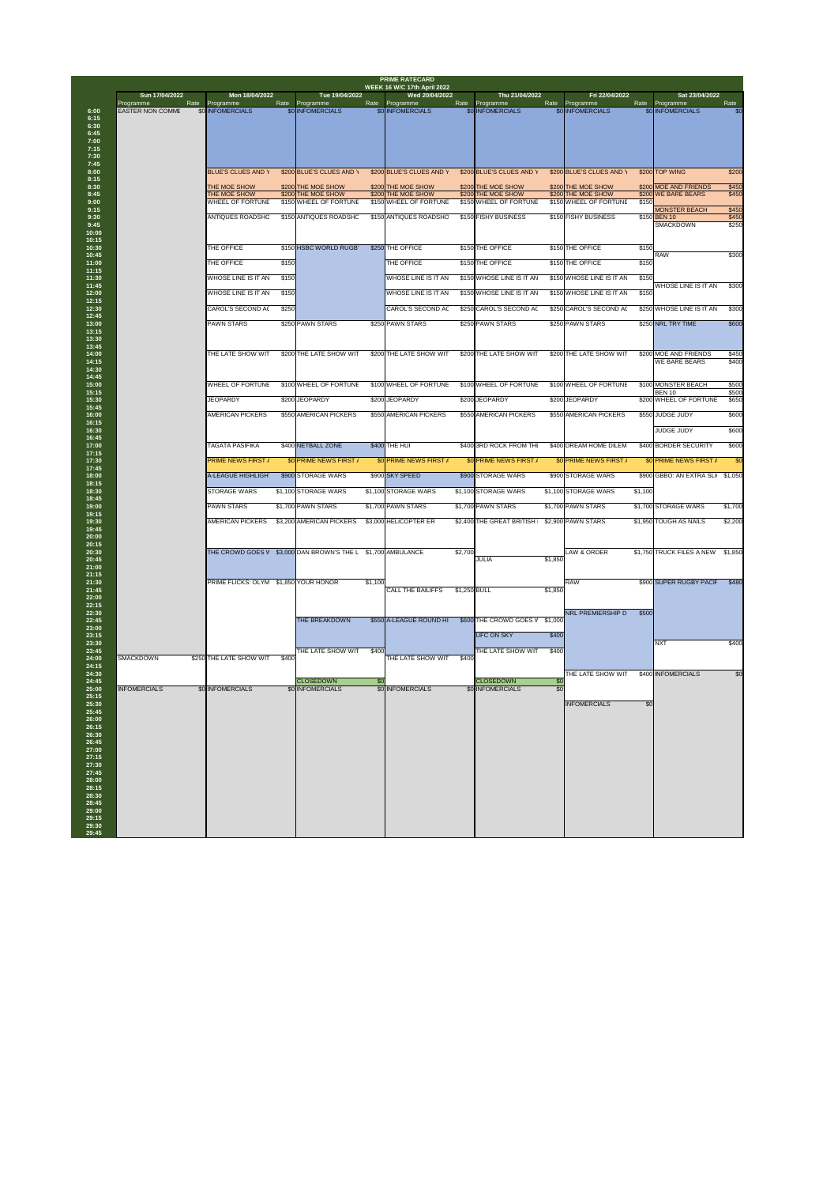# PRIME RATECARD

## WEEK 16 W/C 17th April 2022

| Time | Sun 17/04/2022 Programme | Rate | Mon 18/04/2022 Programme | Rate | Tue 19/04/2022 Programme | Rate | Wed 20/04/2022 Programme | Rate | Thu 21/04/2022 Programme | Rate | Fri 22/04/2022 Programme | Rate | Sat 23/04/2022 Programme | Rate |
|---|---|---|---|---|---|---|---|---|---|---|---|---|---|---|
| 6:00 | EASTER NON COMME | $0 | INFOMERCIALS | $0 | INFOMERCIALS | $0 | INFOMERCIALS | $0 | INFOMERCIALS | $0 | INFOMERCIALS | $0 | INFOMERCIALS | $0 |
| 8:00 | | | BLUE'S CLUES AND Y | $200 | BLUE'S CLUES AND Y | $200 | BLUE'S CLUES AND Y | $200 | BLUE'S CLUES AND Y | $200 | BLUE'S CLUES AND Y | $200 | TOP WING | $200 |
| 8:30 | | | THE MOE SHOW | $200 | THE MOE SHOW | $200 | THE MOE SHOW | $200 | THE MOE SHOW | $200 | THE MOE SHOW | $200 | MOE AND FRIENDS | $450 |
| 8:45 | | | THE MOE SHOW | $200 | THE MOE SHOW | $200 | THE MOE SHOW | $200 | THE MOE SHOW | $200 | THE MOE SHOW | $200 | WE BARE BEARS | $450 |
| 9:00 | | | WHEEL OF FORTUNE | $150 | WHEEL OF FORTUNE | $150 | WHEEL OF FORTUNE | $150 | WHEEL OF FORTUNE | $150 | WHEEL OF FORTUNE | $150 | | |
| 9:15 | | | | | | | | | | | | | MONSTER BEACH | $450 |
| 9:30 | | | ANTIQUES ROADSHO | $150 | ANTIQUES ROADSHO | $150 | ANTIQUES ROADSHO | $150 | FISHY BUSINESS | $150 | FISHY BUSINESS | $150 | BEN 10 | $450 |
| 9:45 | | | | | | | | | | | | | SMACKDOWN | $250 |
| 10:30 | | | THE OFFICE | $150 | HSBC WORLD RUGB' | $250 | THE OFFICE | $150 | THE OFFICE | $150 | THE OFFICE | $150 | | |
| 10:45 | | | | | | | | | | | | | RAW | $300 |
| 11:00 | | | THE OFFICE | $150 | | | THE OFFICE | $150 | THE OFFICE | $150 | THE OFFICE | $150 | | |
| 11:30 | | | WHOSE LINE IS IT AN | $150 | | | WHOSE LINE IS IT AN | $150 | WHOSE LINE IS IT AN | $150 | WHOSE LINE IS IT AN | $150 | | |
| 11:45 | | | | | | | | | | | | | WHOSE LINE IS IT AN | $300 |
| 12:00 | | | WHOSE LINE IS IT AN | $150 | | | WHOSE LINE IS IT AN | $150 | WHOSE LINE IS IT AN | $150 | WHOSE LINE IS IT AN | $150 | | |
| 12:30 | | | CAROL'S SECOND AC | $250 | | | CAROL'S SECOND AC | $250 | CAROL'S SECOND AC | $250 | CAROL'S SECOND AC | $250 | WHOSE LINE IS IT AN | $300 |
| 13:00 | | | PAWN STARS | $250 | PAWN STARS | $250 | PAWN STARS | $250 | PAWN STARS | $250 | PAWN STARS | $250 | NRL TRY TIME | $600 |
| 14:00 | | | THE LATE SHOW WIT | $200 | THE LATE SHOW WIT | $200 | THE LATE SHOW WIT | $200 | THE LATE SHOW WIT | $200 | THE LATE SHOW WIT | $200 | MOE AND FRIENDS | $450 |
| 14:15 | | | | | | | | | | | | | WE BARE BEARS | $400 |
| 15:00 | | | WHEEL OF FORTUNE | $100 | WHEEL OF FORTUNE | $100 | WHEEL OF FORTUNE | $100 | WHEEL OF FORTUNE | $100 | WHEEL OF FORTUNE | $100 | MONSTER BEACH | $500 |
| 15:15 | | | | | | | | | | | | | BEN 10 | $500 |
| 15:30 | | | JEOPARDY | $200 | JEOPARDY | $200 | JEOPARDY | $200 | JEOPARDY | $200 | JEOPARDY | $200 | WHEEL OF FORTUNE | $650 |
| 16:00 | | | AMERICAN PICKERS | $550 | AMERICAN PICKERS | $550 | AMERICAN PICKERS | $550 | AMERICAN PICKERS | $550 | AMERICAN PICKERS | $550 | JUDGE JUDY | $600 |
| 16:30 | | | | | | | | | | | | | JUDGE JUDY | $600 |
| 17:00 | | | TAGATA PASIFIKA | $400 | NETBALL ZONE | $400 | THE HUI | $400 | 3RD ROCK FROM THE | $400 | DREAM HOME DILEM | $400 | BORDER SECURITY | $600 |
| 17:30 | | | PRIME NEWS FIRST / | $0 | PRIME NEWS FIRST / | $0 | PRIME NEWS FIRST / | $0 | PRIME NEWS FIRST / | $0 | PRIME NEWS FIRST / | $0 | PRIME NEWS FIRST / | $0 |
| 18:00 | | | A-LEAGUE HIGHLIGH | $900 | STORAGE WARS | $900 | SKY SPEED | $900 | STORAGE WARS | $900 | STORAGE WARS | $900 | GBBO: AN EXTRA SLI | $1,050 |
| 18:30 | | | STORAGE WARS | $1,100 | STORAGE WARS | $1,100 | STORAGE WARS | $1,100 | STORAGE WARS | $1,100 | STORAGE WARS | $1,100 | | |
| 19:00 | | | PAWN STARS | $1,700 | PAWN STARS | $1,700 | PAWN STARS | $1,700 | PAWN STARS | $1,700 | PAWN STARS | $1,700 | STORAGE WARS | $1,700 |
| 19:30 | | | AMERICAN PICKERS | $3,200 | AMERICAN PICKERS | $3,000 | HELICOPTER ER | $2,400 | THE GREAT BRITISH I | $2,900 | PAWN STARS | $1,950 | TOUGH AS NAILS | $2,200 |
| 20:30 | | | THE CROWD GOES W | $3,000 | DAN BROWN'S THE L | $1,700 | AMBULANCE | $2,700 | | | LAW & ORDER | $1,750 | TRUCK FILES A NEW | $1,850 |
| 20:45 | | | | | | | | | JULIA | $1,850 | | | | |
| 21:30 | | | PRIME FLICKS: OLYM | $1,850 | YOUR HONOR | $1,100 | | | | | RAW | $900 | SUPER RUGBY PACIF | $480 |
| 21:45 | | | | | | | CALL THE BAILIFFS | $1,250 | BULL | $1,850 | | | | |
| 22:30 | | | | | | | | | | | NRL PREMIERSHIP D | $500 | | |
| 22:45 | | | | | THE BREAKDOWN | $550 | A-LEAGUE ROUND HI | $600 | THE CROWD GOES W | $1,000 | | | | |
| 23:15 | | | | | | | | | UFC ON SKY | $400 | | | | |
| 23:30 | | | | | | | | | | | | | NXT | $400 |
| 23:45 | | | | | THE LATE SHOW WIT | $400 | | | THE LATE SHOW WIT | $400 | | | | |
| 24:00 | SMACKDOWN | $250 | THE LATE SHOW WIT | $400 | | | THE LATE SHOW WIT | $400 | | | | | | |
| 24:30 | | | | | | | | | | | THE LATE SHOW WIT | $400 | INFOMERCIALS | $0 |
| 24:45 | | | | | CLOSEDOWN | $0 | | | CLOSEDOWN | $0 | | | | |
| 25:00 | INFOMERCIALS | $0 | INFOMERCIALS | $0 | INFOMERCIALS | $0 | INFOMERCIALS | $0 | INFOMERCIALS | $0 | | | | |
| 25:30 | | | | | | | | | | | INFOMERCIALS | $0 | | |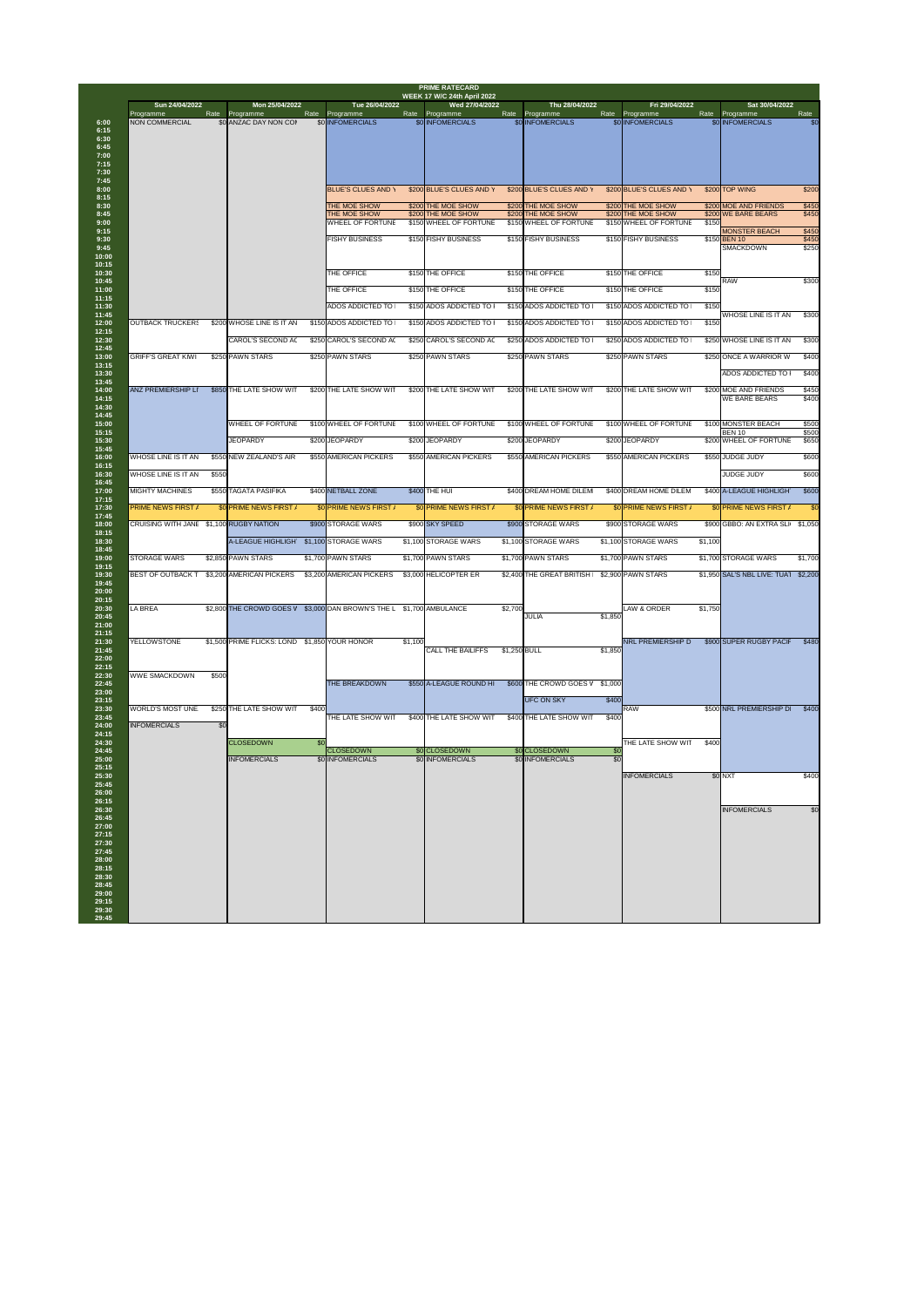# PRIME RATECARD

## WEEK 17 W/C 24th April 2022

| Time | Sun 24/04/2022 Programme | Rate | Mon 25/04/2022 Programme | Rate | Tue 26/04/2022 Programme | Rate | Wed 27/04/2022 Programme | Rate | Thu 28/04/2022 Programme | Rate | Fri 29/04/2022 Programme | Rate | Sat 30/04/2022 Programme | Rate |
|---|---|---|---|---|---|---|---|---|---|---|---|---|---|---|
| 6:00 | NON COMMERCIAL | $0 | ANZAC DAY NON COM | $0 | INFOMERCIALS | $0 | INFOMERCIALS | $0 | INFOMERCIALS | $0 | INFOMERCIALS | $0 | INFOMERCIALS | $0 |
| 8:00 | | | | | BLUE'S CLUES AND Y | $200 | BLUE'S CLUES AND Y | $200 | BLUE'S CLUES AND Y | $200 | BLUE'S CLUES AND Y | $200 | TOP WING | $200 |
| 8:30 | | | | | THE MOE SHOW | $200 | THE MOE SHOW | $200 | THE MOE SHOW | $200 | THE MOE SHOW | $200 | MOE AND FRIENDS | $450 |
| 8:45 | | | | | THE MOE SHOW | $200 | THE MOE SHOW | $200 | THE MOE SHOW | $200 | THE MOE SHOW | $200 | WE BARE BEARS | $450 |
| 9:00 | | | | | WHEEL OF FORTUNE | $150 | WHEEL OF FORTUNE | $150 | WHEEL OF FORTUNE | $150 | WHEEL OF FORTUNE | $150 | | |
| 9:15 | | | | | | | | | | | | | MONSTER BEACH | $450 |
| 9:30 | | | | | FISHY BUSINESS | $150 | FISHY BUSINESS | $150 | FISHY BUSINESS | $150 | FISHY BUSINESS | $150 | BEN 10 | $450 |
| 9:45 | | | | | | | | | | | | | SMACKDOWN | $250 |
| 10:30 | | | | | THE OFFICE | $150 | THE OFFICE | $150 | THE OFFICE | $150 | THE OFFICE | $150 | | |
| 10:45 | | | | | | | | | | | | | RAW | $300 |
| 11:00 | | | | | THE OFFICE | $150 | THE OFFICE | $150 | THE OFFICE | $150 | THE OFFICE | $150 | | |
| 11:30 | | | | | ADOS ADDICTED TO | $150 | ADOS ADDICTED TO | $150 | ADOS ADDICTED TO | $150 | ADOS ADDICTED TO | $150 | | |
| 11:45 | | | | | | | | | | | | | WHOSE LINE IS IT AN | $300 |
| 12:00 | OUTBACK TRUCKERS | $200 | WHOSE LINE IS IT AN | $150 | ADOS ADDICTED TO | $150 | ADOS ADDICTED TO | $150 | ADOS ADDICTED TO | $150 | ADOS ADDICTED TO | $150 | | |
| 12:30 | | | CAROL'S SECOND AC | $250 | CAROL'S SECOND AC | $250 | CAROL'S SECOND AC | $250 | ADOS ADDICTED TO | $250 | ADOS ADDICTED TO | $250 | WHOSE LINE IS IT AN | $300 |
| 13:00 | GRIFF'S GREAT KIWI | $250 | PAWN STARS | $250 | PAWN STARS | $250 | PAWN STARS | $250 | PAWN STARS | $250 | PAWN STARS | $250 | ONCE A WARRIOR W | $400 |
| 13:30 | | | | | | | | | | | | | ADOS ADDICTED TO | $400 |
| 14:00 | ANZ PREMIERSHIP LI | $850 | THE LATE SHOW WIT | $200 | THE LATE SHOW WIT | $200 | THE LATE SHOW WIT | $200 | THE LATE SHOW WIT | $200 | THE LATE SHOW WIT | $200 | MOE AND FRIENDS | $450 |
| 14:15 | | | | | | | | | | | | | WE BARE BEARS | $400 |
| 15:00 | | | WHEEL OF FORTUNE | $100 | WHEEL OF FORTUNE | $100 | WHEEL OF FORTUNE | $100 | WHEEL OF FORTUNE | $100 | WHEEL OF FORTUNE | $100 | MONSTER BEACH | $500 |
| 15:15 | | | | | | | | | | | | | BEN 10 | $500 |
| 15:30 | | | JEOPARDY | $200 | JEOPARDY | $200 | JEOPARDY | $200 | JEOPARDY | $200 | JEOPARDY | $200 | WHEEL OF FORTUNE | $650 |
| 16:00 | WHOSE LINE IS IT AN | $550 | NEW ZEALAND'S AIR | $550 | AMERICAN PICKERS | $550 | AMERICAN PICKERS | $550 | AMERICAN PICKERS | $550 | AMERICAN PICKERS | $550 | JUDGE JUDY | $600 |
| 16:30 | WHOSE LINE IS IT AN | $550 | | | | | | | | | | | JUDGE JUDY | $600 |
| 17:00 | MIGHTY MACHINES | $550 | TAGATA PASIFIKA | $400 | NETBALL ZONE | $400 | THE HUI | $400 | DREAM HOME DILEM | $400 | DREAM HOME DILEM | $400 | A-LEAGUE HIGHLIGHT | $600 |
| 17:30 | PRIME NEWS FIRST A | $0 | PRIME NEWS FIRST A | $0 | PRIME NEWS FIRST A | $0 | PRIME NEWS FIRST A | $0 | PRIME NEWS FIRST A | $0 | PRIME NEWS FIRST A | $0 | PRIME NEWS FIRST A | $0 |
| 18:00 | CRUISING WITH JANE | $1,100 | RUGBY NATION | $900 | STORAGE WARS | $900 | SKY SPEED | $900 | STORAGE WARS | $900 | STORAGE WARS | $900 | GBBO: AN EXTRA SLI | $1,050 |
| 18:30 | | | A-LEAGUE HIGHLIGHT | $1,100 | STORAGE WARS | $1,100 | STORAGE WARS | $1,100 | STORAGE WARS | $1,100 | STORAGE WARS | $1,100 | | |
| 19:00 | STORAGE WARS | $2,850 | PAWN STARS | $1,700 | PAWN STARS | $1,700 | PAWN STARS | $1,700 | PAWN STARS | $1,700 | PAWN STARS | $1,700 | STORAGE WARS | $1,700 |
| 19:30 | BEST OF OUTBACK T | $3,200 | AMERICAN PICKERS | $3,200 | AMERICAN PICKERS | $3,000 | HELICOPTER ER | $2,400 | THE GREAT BRITISH | $2,900 | PAWN STARS | $1,950 | SAL'S NBL LIVE: TUAT | $2,200 |
| 20:30 | LA BREA | $2,800 | THE CROWD GOES W | $3,000 | DAN BROWN'S THE L | $1,700 | AMBULANCE | $2,700 | | | LAW & ORDER | $1,750 | | |
| 20:45 | | | | | | | | | JULIA | $1,850 | | | | |
| 21:30 | YELLOWSTONE | $1,500 | PRIME FLICKS: LOND | $1,850 | YOUR HONOR | $1,100 | | | | | NRL PREMIERSHIP D | $900 | SUPER RUGBY PACIF | $480 |
| 21:45 | | | | | | | CALL THE BAILIFFS | $1,250 | BULL | $1,850 | | | | |
| 22:30 | WWE SMACKDOWN | $500 | | | | | | | | | | | | |
| 22:45 | | | | | THE BREAKDOWN | $550 | A-LEAGUE ROUND HI | $600 | THE CROWD GOES V | $1,000 | | | | |
| 23:15 | | | | | | | | | UFC ON SKY | $400 | | | | |
| 23:30 | WORLD'S MOST UNE | $250 | THE LATE SHOW WIT | $400 | | | | | | | RAW | $500 | NRL PREMIERSHIP D | $400 |
| 23:45 | | | | | THE LATE SHOW WIT | $400 | THE LATE SHOW WIT | $400 | THE LATE SHOW WIT | $400 | | | | |
| 24:00 | INFOMERCIALS | $0 | | | | | | | | | | | | |
| 24:30 | | | CLOSEDOWN | $0 | | | | | | | THE LATE SHOW WIT | $400 | | |
| 24:45 | | | | | CLOSEDOWN | $0 | CLOSEDOWN | $0 | CLOSEDOWN | $0 | | | | |
| 25:00 | | | INFOMERCIALS | $0 | INFOMERCIALS | $0 | INFOMERCIALS | $0 | INFOMERCIALS | $0 | | | | |
| 25:30 | | | | | | | | | | | INFOMERCIALS | $0 | NXT | $400 |
| 26:30 | | | | | | | | | | | | | INFOMERCIALS | $0 |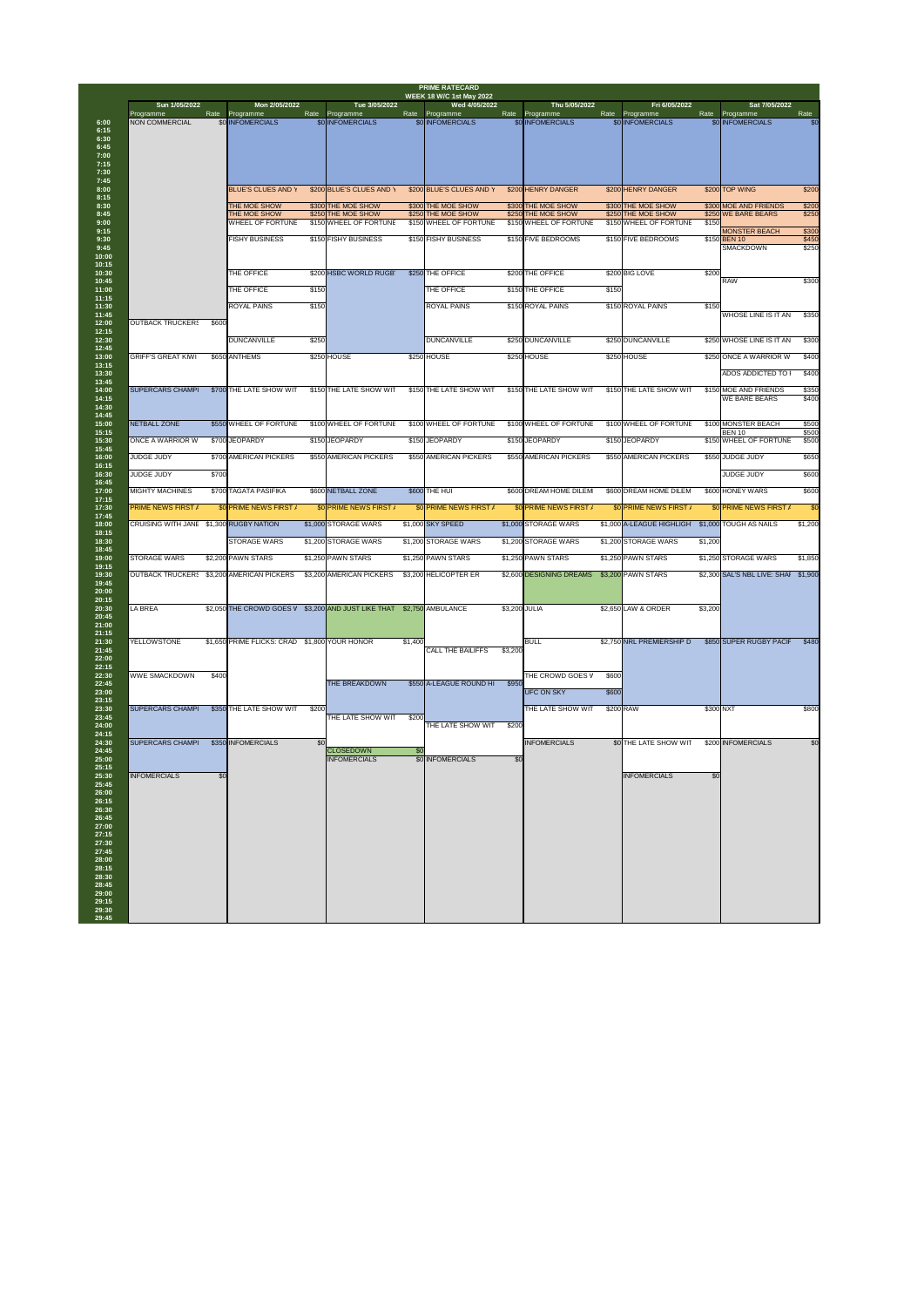# PRIME RATECARD

## WEEK 18 W/C 1st May 2022

| Time | Sun 1/05/2022 Programme | Rate | Mon 2/05/2022 Programme | Rate | Tue 3/05/2022 Programme | Rate | Wed 4/05/2022 Programme | Rate | Thu 5/05/2022 Programme | Rate | Fri 6/05/2022 Programme | Rate | Sat 7/05/2022 Programme | Rate |
|---|---|---|---|---|---|---|---|---|---|---|---|---|---|---|
| 6:00 | NON COMMERCIAL | $0 | INFOMERCIALS | $0 | INFOMERCIALS | $0 | INFOMERCIALS | $0 | INFOMERCIALS | $0 | INFOMERCIALS | $0 | INFOMERCIALS | $0 |
| 8:00 | | | BLUE'S CLUES AND Y | $200 | BLUE'S CLUES AND Y | $200 | BLUE'S CLUES AND Y | $200 | HENRY DANGER | $200 | HENRY DANGER | $200 | TOP WING | $200 |
| 8:30 | | | THE MOE SHOW | $300 | THE MOE SHOW | $300 | THE MOE SHOW | $300 | THE MOE SHOW | $300 | THE MOE SHOW | $300 | MOE AND FRIENDS | $200 |
| 8:45 | | | THE MOE SHOW | $250 | THE MOE SHOW | $250 | THE MOE SHOW | $250 | THE MOE SHOW | $250 | THE MOE SHOW | $250 | WE BARE BEARS | $250 |
| 9:00 | | | WHEEL OF FORTUNE | $150 | WHEEL OF FORTUNE | $150 | WHEEL OF FORTUNE | $150 | WHEEL OF FORTUNE | $150 | WHEEL OF FORTUNE | $150 | | |
| 9:15 | | | | | | | | | | | | | MONSTER BEACH | $300 |
| 9:30 | | | FISHY BUSINESS | $150 | FISHY BUSINESS | $150 | FISHY BUSINESS | $150 | FIVE BEDROOMS | $150 | FIVE BEDROOMS | $150 | BEN 10 | $450 |
| 9:45 | | | | | | | | | | | | | SMACKDOWN | $250 |
| 10:30 | | | THE OFFICE | $200 | HSBC WORLD RUGB' | $250 | THE OFFICE | $200 | THE OFFICE | $200 | BIG LOVE | $200 | | |
| 10:45 | | | | | | | | | | | | | RAW | $300 |
| 11:00 | | | THE OFFICE | $150 | | | THE OFFICE | $150 | THE OFFICE | $150 | | | | |
| 11:30 | | | ROYAL PAINS | $150 | | | ROYAL PAINS | $150 | ROYAL PAINS | $150 | ROYAL PAINS | $150 | | |
| 11:45 | | | | | | | | | | | | | WHOSE LINE IS IT AN | $350 |
| 12:00 | OUTBACK TRUCKERS | $600 | | | | | | | | | | | | |
| 12:30 | | | DUNCANVILLE | $250 | | | DUNCANVILLE | $250 | DUNCANVILLE | $250 | DUNCANVILLE | $250 | WHOSE LINE IS IT AN | $300 |
| 13:00 | GRIFF'S GREAT KIWI | $650 | ANTHEMS | $250 | HOUSE | $250 | HOUSE | $250 | HOUSE | $250 | HOUSE | $250 | ONCE A WARRIOR W | $400 |
| 13:30 | | | | | | | | | | | | | ADOS ADDICTED TO I | $400 |
| 14:00 | SUPERCARS CHAMPI | $700 | THE LATE SHOW WIT | $150 | THE LATE SHOW WIT | $150 | THE LATE SHOW WIT | $150 | THE LATE SHOW WIT | $150 | THE LATE SHOW WIT | $150 | MOE AND FRIENDS | $350 |
| 14:15 | | | | | | | | | | | | | WE BARE BEARS | $400 |
| 15:00 | NETBALL ZONE | $550 | WHEEL OF FORTUNE | $100 | WHEEL OF FORTUNE | $100 | WHEEL OF FORTUNE | $100 | WHEEL OF FORTUNE | $100 | WHEEL OF FORTUNE | $100 | MONSTER BEACH | $500 |
| 15:15 | | | | | | | | | | | | | BEN 10 | $500 |
| 15:30 | ONCE A WARRIOR W | $700 | JEOPARDY | $150 | JEOPARDY | $150 | JEOPARDY | $150 | JEOPARDY | $150 | JEOPARDY | $150 | WHEEL OF FORTUNE | $500 |
| 16:00 | JUDGE JUDY | $700 | AMERICAN PICKERS | $550 | AMERICAN PICKERS | $550 | AMERICAN PICKERS | $550 | AMERICAN PICKERS | $550 | AMERICAN PICKERS | $550 | JUDGE JUDY | $650 |
| 16:30 | JUDGE JUDY | $700 | | | | | | | | | | | JUDGE JUDY | $600 |
| 17:00 | MIGHTY MACHINES | $700 | TAGATA PASIFIKA | $600 | NETBALL ZONE | $600 | THE HUI | $600 | DREAM HOME DILEM | $600 | DREAM HOME DILEM | $600 | HONEY WARS | $600 |
| 17:30 | PRIME NEWS FIRST A | $0 | PRIME NEWS FIRST A | $0 | PRIME NEWS FIRST A | $0 | PRIME NEWS FIRST A | $0 | PRIME NEWS FIRST A | $0 | PRIME NEWS FIRST A | $0 | PRIME NEWS FIRST A | $0 |
| 18:00 | CRUISING WITH JANE | $1,300 | RUGBY NATION | $1,000 | STORAGE WARS | $1,000 | SKY SPEED | $1,000 | STORAGE WARS | $1,000 | A-LEAGUE HIGHLIGH | $1,000 | TOUGH AS NAILS | $1,200 |
| 18:30 | | | STORAGE WARS | $1,200 | STORAGE WARS | $1,200 | STORAGE WARS | $1,200 | STORAGE WARS | $1,200 | STORAGE WARS | $1,200 | | |
| 19:00 | STORAGE WARS | $2,200 | PAWN STARS | $1,250 | PAWN STARS | $1,250 | PAWN STARS | $1,250 | PAWN STARS | $1,250 | PAWN STARS | $1,250 | STORAGE WARS | $1,850 |
| 19:30 | OUTBACK TRUCKERS | $3,200 | AMERICAN PICKERS | $3,200 | AMERICAN PICKERS | $3,200 | HELICOPTER ER | $2,600 | DESIGNING DREAMS | $3,200 | PAWN STARS | $2,300 | SAL'S NBL LIVE: SHAI | $1,900 |
| 20:30 | LA BREA | $2,050 | THE CROWD GOES W | $3,200 | AND JUST LIKE THAT | $2,750 | AMBULANCE | $3,200 | JULIA | $2,650 | LAW & ORDER | $3,200 | | |
| 21:30 | YELLOWSTONE | $1,650 | PRIME FLICKS: CRAD | $1,800 | YOUR HONOR | $1,400 | | | BULL | $2,750 | NRL PREMIERSHIP D | $850 | SUPER RUGBY PACIF | $480 |
| 21:45 | | | | | | | CALL THE BAILIFFS | $3,200 | | | | | | |
| 22:30 | WWE SMACKDOWN | $400 | | | | | | | THE CROWD GOES V | $600 | | | | |
| 22:45 | | | | | THE BREAKDOWN | $550 | A-LEAGUE ROUND HI | $950 | | | | | | |
| 23:00 | | | | | | | | | UFC ON SKY | $600 | | | | |
| 23:30 | SUPERCARS CHAMPI | $350 | THE LATE SHOW WIT | $200 | | | | | THE LATE SHOW WIT | $200 | RAW | $300 | NXT | $800 |
| 23:45 | | | | | THE LATE SHOW WIT | $200 | | | | | | | | |
| 24:00 | | | | | | | THE LATE SHOW WIT | $200 | | | | | | |
| 24:30 | SUPERCARS CHAMPI | $350 | INFOMERCIALS | $0 | | | | | INFOMERCIALS | $0 | THE LATE SHOW WIT | $200 | INFOMERCIALS | $0 |
| 24:45 | | | | | CLOSEDOWN | $0 | | | | | | | | |
| 25:00 | | | | | INFOMERCIALS | $0 | INFOMERCIALS | $0 | | | | | | |
| 25:30 | INFOMERCIALS | $0 | | | | | | | | | INFOMERCIALS | $0 | | |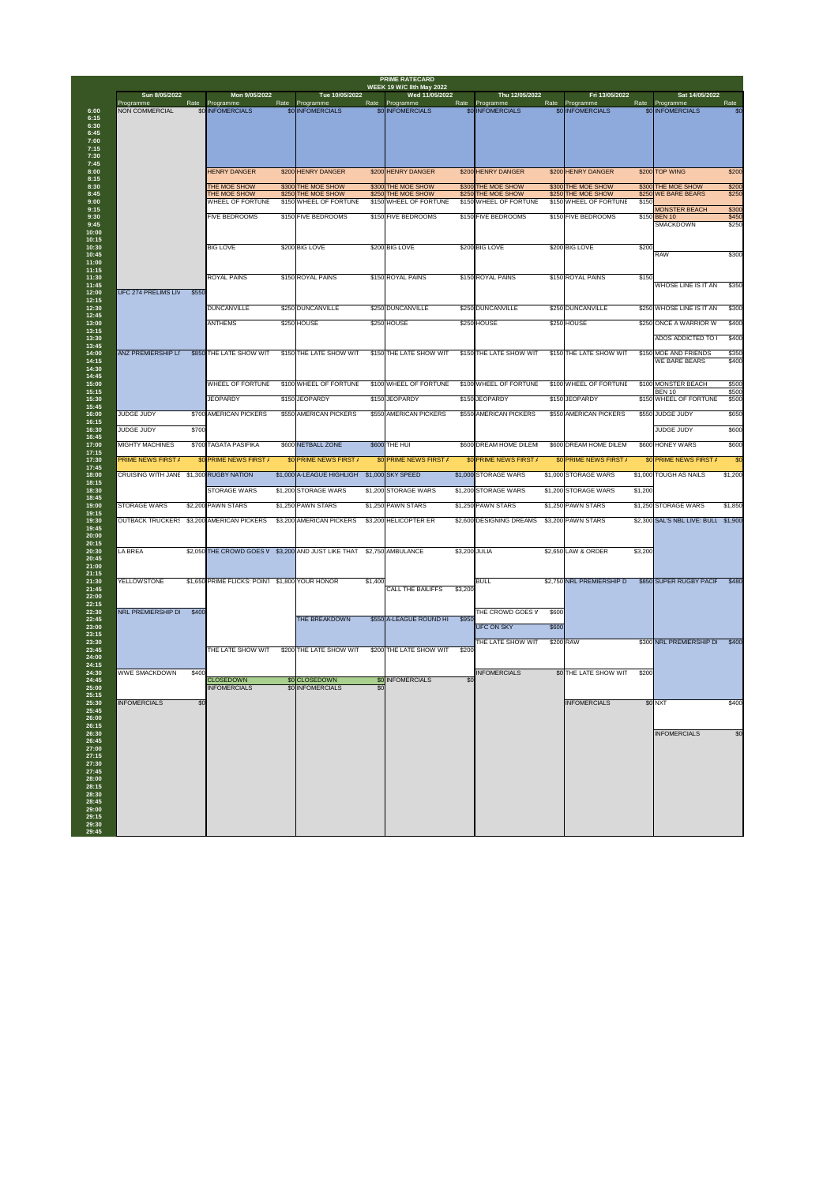# PRIME RATECARD

## WEEK 19 W/C 8th May 2022

| Time | Sun 8/05/2022 Programme | Rate | Mon 9/05/2022 Programme | Rate | Tue 10/05/2022 Programme | Rate | Wed 11/05/2022 Programme | Rate | Thu 12/05/2022 Programme | Rate | Fri 13/05/2022 Programme | Rate | Sat 14/05/2022 Programme | Rate |
|---|---|---|---|---|---|---|---|---|---|---|---|---|---|---|
| 6:00 | NON COMMERCIAL | $0 | INFOMERCIALS | $0 | INFOMERCIALS | $0 | INFOMERCIALS | $0 | INFOMERCIALS | $0 | INFOMERCIALS | $0 | INFOMERCIALS | $0 |
| 8:00 | | | HENRY DANGER | $200 | HENRY DANGER | $200 | HENRY DANGER | $200 | HENRY DANGER | $200 | HENRY DANGER | $200 | TOP WING | $200 |
| 8:30 | | | THE MOE SHOW | $300 | THE MOE SHOW | $300 | THE MOE SHOW | $300 | THE MOE SHOW | $300 | THE MOE SHOW | $300 | THE MOE SHOW | $200 |
| 8:45 | | | THE MOE SHOW | $250 | THE MOE SHOW | $250 | THE MOE SHOW | $250 | THE MOE SHOW | $250 | THE MOE SHOW | $250 | WE BARE BEARS | $250 |
| 9:00 | | | WHEEL OF FORTUNE | $150 | WHEEL OF FORTUNE | $150 | WHEEL OF FORTUNE | $150 | WHEEL OF FORTUNE | $150 | WHEEL OF FORTUNE | $150 | | |
| 9:15 | | | | | | | | | | | | | MONSTER BEACH | $300 |
| 9:30 | | | FIVE BEDROOMS | $150 | FIVE BEDROOMS | $150 | FIVE BEDROOMS | $150 | FIVE BEDROOMS | $150 | FIVE BEDROOMS | $150 | BEN 10 | $450 |
| 9:45 | | | | | | | | | | | | | SMACKDOWN | $250 |
| 10:30 | | | BIG LOVE | $200 | BIG LOVE | $200 | BIG LOVE | $200 | BIG LOVE | $200 | BIG LOVE | $200 | | |
| 10:45 | | | | | | | | | | | | | RAW | $300 |
| 11:30 | | | ROYAL PAINS | $150 | ROYAL PAINS | $150 | ROYAL PAINS | $150 | ROYAL PAINS | $150 | ROYAL PAINS | $150 | | |
| 11:45 | | | | | | | | | | | | | WHOSE LINE IS IT AN | $350 |
| 12:00 | UFC 274 PRELIMS LIV | $550 | | | | | | | | | | | | |
| 12:30 | | | DUNCANVILLE | $250 | DUNCANVILLE | $250 | DUNCANVILLE | $250 | DUNCANVILLE | $250 | DUNCANVILLE | $250 | WHOSE LINE IS IT AN | $300 |
| 13:00 | | | ANTHEMS | $250 | HOUSE | $250 | HOUSE | $250 | HOUSE | $250 | HOUSE | $250 | ONCE A WARRIOR W | $400 |
| 13:30 | | | | | | | | | | | | | ADOS ADDICTED TO I | $400 |
| 14:00 | ANZ PREMIERSHIP LI | $850 | THE LATE SHOW WIT | $150 | THE LATE SHOW WIT | $150 | THE LATE SHOW WIT | $150 | THE LATE SHOW WIT | $150 | THE LATE SHOW WIT | $150 | MOE AND FRIENDS | $350 |
| 14:15 | | | | | | | | | | | | | WE BARE BEARS | $400 |
| 15:00 | | | WHEEL OF FORTUNE | $100 | WHEEL OF FORTUNE | $100 | WHEEL OF FORTUNE | $100 | WHEEL OF FORTUNE | $100 | WHEEL OF FORTUNE | $100 | MONSTER BEACH | $500 |
| 15:15 | | | | | | | | | | | | | BEN 10 | $500 |
| 15:30 | | | JEOPARDY | $150 | JEOPARDY | $150 | JEOPARDY | $150 | JEOPARDY | $150 | JEOPARDY | $150 | WHEEL OF FORTUNE | $500 |
| 16:00 | JUDGE JUDY | $700 | AMERICAN PICKERS | $550 | AMERICAN PICKERS | $550 | AMERICAN PICKERS | $550 | AMERICAN PICKERS | $550 | AMERICAN PICKERS | $550 | JUDGE JUDY | $650 |
| 16:30 | JUDGE JUDY | $700 | | | | | | | | | | | JUDGE JUDY | $600 |
| 17:00 | MIGHTY MACHINES | $700 | TAGATA PASIFIKA | $600 | NETBALL ZONE | $600 | THE HUI | $600 | DREAM HOME DILEM | $600 | DREAM HOME DILEM | $600 | HONEY WARS | $600 |
| 17:30 | PRIME NEWS FIRST A | $0 | PRIME NEWS FIRST A | $0 | PRIME NEWS FIRST A | $0 | PRIME NEWS FIRST A | $0 | PRIME NEWS FIRST A | $0 | PRIME NEWS FIRST A | $0 | PRIME NEWS FIRST A | $0 |
| 18:00 | CRUISING WITH JANE | $1,300 | RUGBY NATION | $1,000 | A-LEAGUE HIGHLIGH | $1,000 | SKY SPEED | $1,000 | STORAGE WARS | $1,000 | STORAGE WARS | $1,000 | TOUGH AS NAILS | $1,200 |
| 18:30 | | | STORAGE WARS | $1,200 | STORAGE WARS | $1,200 | STORAGE WARS | $1,200 | STORAGE WARS | $1,200 | STORAGE WARS | $1,200 | | |
| 19:00 | STORAGE WARS | $2,200 | PAWN STARS | $1,250 | PAWN STARS | $1,250 | PAWN STARS | $1,250 | PAWN STARS | $1,250 | PAWN STARS | $1,250 | STORAGE WARS | $1,850 |
| 19:30 | OUTBACK TRUCKERS | $3,200 | AMERICAN PICKERS | $3,200 | AMERICAN PICKERS | $3,200 | HELICOPTER ER | $2,600 | DESIGNING DREAMS | $3,200 | PAWN STARS | $2,300 | SAL'S NBL LIVE: BULL | $1,900 |
| 20:30 | LA BREA | $2,050 | THE CROWD GOES W | $3,200 | AND JUST LIKE THAT | $2,750 | AMBULANCE | $3,200 | JULIA | $2,650 | LAW & ORDER | $3,200 | | |
| 21:30 | YELLOWSTONE | $1,650 | PRIME FLICKS: POINT | $1,800 | YOUR HONOR | $1,400 | | | BULL | $2,750 | NRL PREMIERSHIP D | $850 | SUPER RUGBY PACIF | $480 |
| 21:45 | | | | | | | CALL THE BAILIFFS | $3,200 | | | | | | |
| 22:30 | NRL PREMIERSHIP DI | $400 | | | | | | | THE CROWD GOES V | $600 | | | | |
| 22:45 | | | | | THE BREAKDOWN | $550 | A-LEAGUE ROUND HI | $950 | | | | | | |
| 23:00 | | | | | | | | | UFC ON SKY | $600 | | | | |
| 23:30 | | | | | | | | | THE LATE SHOW WIT | $200 | RAW | $300 | NRL PREMIERSHIP DI | $400 |
| 23:45 | | | THE LATE SHOW WIT | $200 | THE LATE SHOW WIT | $200 | THE LATE SHOW WIT | $200 | | | | | | |
| 24:30 | WWE SMACKDOWN | $400 | | | | | | | INFOMERCIALS | $0 | THE LATE SHOW WIT | $200 | | |
| 24:45 | | | CLOSEDOWN | $0 | CLOSEDOWN | $0 | INFOMERCIALS | $0 | | | | | | |
| 25:00 | | | INFOMERCIALS | $0 | INFOMERCIALS | $0 | | | | | | | | |
| 25:30 | INFOMERCIALS | $0 | | | | | | | | | INFOMERCIALS | $0 | NXT | $400 |
| 26:30 | | | | | | | | | | | | | INFOMERCIALS | $0 |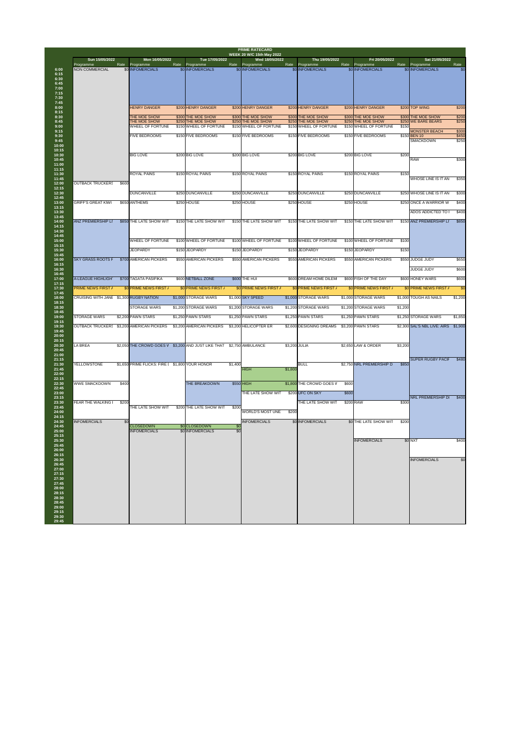# PRIME RATECARD

## WEEK 20 W/C 15th May 2022

| Time | Sun 15/05/2022 Programme | Rate | Mon 16/05/2022 Programme | Rate | Tue 17/05/2022 Programme | Rate | Wed 18/05/2022 Programme | Rate | Thu 19/05/2022 Programme | Rate | Fri 20/05/2022 Programme | Rate | Sat 21/05/2022 Programme | Rate |
|---|---|---|---|---|---|---|---|---|---|---|---|---|---|---|
| 6:00 | NON COMMERCIAL | $0 | INFOMERCIALS | $0 | INFOMERCIALS | $0 | INFOMERCIALS | $0 | INFOMERCIALS | $0 | INFOMERCIALS | $0 | INFOMERCIALS | $0 |
| 8:00 | | | HENRY DANGER | $200 | HENRY DANGER | $200 | HENRY DANGER | $200 | HENRY DANGER | $200 | HENRY DANGER | $200 | TOP WING | $200 |
| 8:30 | | | THE MOE SHOW | $300 | THE MOE SHOW | $300 | THE MOE SHOW | $300 | THE MOE SHOW | $300 | THE MOE SHOW | $300 | THE MOE SHOW | $200 |
| 8:45 | | | THE MOE SHOW | $250 | THE MOE SHOW | $250 | THE MOE SHOW | $250 | THE MOE SHOW | $250 | THE MOE SHOW | $250 | WE BARE BEARS | $250 |
| 9:00 | | | WHEEL OF FORTUNE | $150 | WHEEL OF FORTUNE | $150 | WHEEL OF FORTUNE | $150 | WHEEL OF FORTUNE | $150 | WHEEL OF FORTUNE | $150 | | |
| 9:15 | | | | | | | | | | | | | MONSTER BEACH | $300 |
| 9:30 | | | FIVE BEDROOMS | $150 | FIVE BEDROOMS | $150 | FIVE BEDROOMS | $150 | FIVE BEDROOMS | $150 | FIVE BEDROOMS | $150 | BEN 10 | $450 |
| 9:45 | | | | | | | | | | | | | SMACKDOWN | $250 |
| 10:30 | | | BIG LOVE | $200 | BIG LOVE | $200 | BIG LOVE | $200 | BIG LOVE | $200 | BIG LOVE | $200 | | |
| 10:45 | | | | | | | | | | | | | RAW | $300 |
| 11:30 | | | ROYAL PAINS | $150 | ROYAL PAINS | $150 | ROYAL PAINS | $150 | ROYAL PAINS | $150 | ROYAL PAINS | $150 | | |
| 11:45 | | | | | | | | | | | | | WHOSE LINE IS IT AN | $350 |
| 12:00 | OUTBACK TRUCKERS | $600 | | | | | | | | | | | | |
| 12:30 | | | DUNCANVILLE | $250 | DUNCANVILLE | $250 | DUNCANVILLE | $250 | DUNCANVILLE | $250 | DUNCANVILLE | $250 | WHOSE LINE IS IT AN | $300 |
| 13:00 | GRIFF'S GREAT KIWI | $650 | ANTHEMS | $250 | HOUSE | $250 | HOUSE | $250 | HOUSE | $250 | HOUSE | $250 | ONCE A WARRIOR W | $400 |
| 13:30 | | | | | | | | | | | | | ADOS ADDICTED TO I | $400 |
| 14:00 | ANZ PREMIERSHIP LI | $850 | THE LATE SHOW WIT | $150 | THE LATE SHOW WIT | $150 | THE LATE SHOW WIT | $150 | THE LATE SHOW WIT | $150 | THE LATE SHOW WIT | $150 | ANZ PREMIERSHIP LI | $850 |
| 15:00 | | | WHEEL OF FORTUNE | $100 | WHEEL OF FORTUNE | $100 | WHEEL OF FORTUNE | $100 | WHEEL OF FORTUNE | $100 | WHEEL OF FORTUNE | $100 | | |
| 15:30 | | | JEOPARDY | $150 | JEOPARDY | $150 | JEOPARDY | $150 | JEOPARDY | $150 | JEOPARDY | $150 | | |
| 16:00 | SKY GRASS ROOTS F | $700 | AMERICAN PICKERS | $550 | AMERICAN PICKERS | $550 | AMERICAN PICKERS | $550 | AMERICAN PICKERS | $550 | AMERICAN PICKERS | $550 | JUDGE JUDY | $650 |
| 16:30 | | | | | | | | | | | | | JUDGE JUDY | $600 |
| 17:00 | A-LEAGUE HIGHLIGHT | $700 | TAGATA PASIFIKA | $600 | NETBALL ZONE | $600 | THE HUI | $600 | DREAM HOME DILEM | $600 | FISH OF THE DAY | $600 | HONEY WARS | $600 |
| 17:30 | PRIME NEWS FIRST A | $0 | PRIME NEWS FIRST A | $0 | PRIME NEWS FIRST A | $0 | PRIME NEWS FIRST A | $0 | PRIME NEWS FIRST A | $0 | PRIME NEWS FIRST A | $0 | PRIME NEWS FIRST A | $0 |
| 18:00 | CRUISING WITH JANE | $1,300 | RUGBY NATION | $1,000 | STORAGE WARS | $1,000 | SKY SPEED | $1,000 | STORAGE WARS | $1,000 | STORAGE WARS | $1,000 | TOUGH AS NAILS | $1,200 |
| 18:30 | | | STORAGE WARS | $1,200 | STORAGE WARS | $1,200 | STORAGE WARS | $1,200 | STORAGE WARS | $1,200 | STORAGE WARS | $1,200 | | |
| 19:00 | STORAGE WARS | $2,200 | PAWN STARS | $1,250 | PAWN STARS | $1,250 | PAWN STARS | $1,250 | PAWN STARS | $1,250 | PAWN STARS | $1,250 | STORAGE WARS | $1,850 |
| 19:30 | OUTBACK TRUCKERS | $3,200 | AMERICAN PICKERS | $3,200 | AMERICAN PICKERS | $3,200 | HELICOPTER ER | $2,600 | DESIGNING DREAMS | $3,200 | PAWN STARS | $2,300 | SAL'S NBL LIVE: AIRS | $1,900 |
| 20:30 | LA BREA | $2,050 | THE CROWD GOES W | $3,200 | AND JUST LIKE THAT | $2,750 | AMBULANCE | $3,200 | JULIA | $2,650 | LAW & ORDER | $3,200 | | |
| 21:15 | | | | | | | | | | | | | SUPER RUGBY PACIF | $480 |
| 21:30 | YELLOWSTONE | $1,650 | PRIME FLICKS: FIRE I | $1,800 | YOUR HONOR | $1,400 | | | BULL | $2,750 | NRL PREMIERSHIP D | $850 | | |
| 21:45 | | | | | | | HIGH | $1,800 | | | | | | |
| 22:30 | WWE SMACKDOWN | $400 | | | THE BREAKDOWN | $550 | HIGH | $1,800 | THE CROWD GOES V | $600 | | | | |
| 23:00 | | | | | | | THE LATE SHOW WIT | $200 | UFC ON SKY | $600 | | | | |
| 23:15 | | | | | | | | | | | | | NRL PREMIERSHIP DI | $400 |
| 23:30 | FEAR THE WALKING I | $200 | | | | | | | | | | | | |
| 23:45 | | | THE LATE SHOW WIT | $200 | THE LATE SHOW WIT | $200 | | | THE LATE SHOW WIT | $200 | RAW | $300 | | |
| 24:00 | | | | | | | WORLD'S MOST UNE | $200 | | | | | | |
| 24:30 | INFOMERCIALS | $0 | | | | | INFOMERCIALS | $0 | INFOMERCIALS | $0 | THE LATE SHOW WIT | $200 | | |
| 24:45 | | | CLOSEDOWN | $0 | CLOSEDOWN | $0 | | | | | | | | |
| 25:00 | | | INFOMERCIALS | $0 | INFOMERCIALS | $0 | | | | | | | | |
| 25:30 | | | | | | | | | | | INFOMERCIALS | $0 | NXT | $400 |
| 26:30 | | | | | | | | | | | | | INFOMERCIALS | $0 |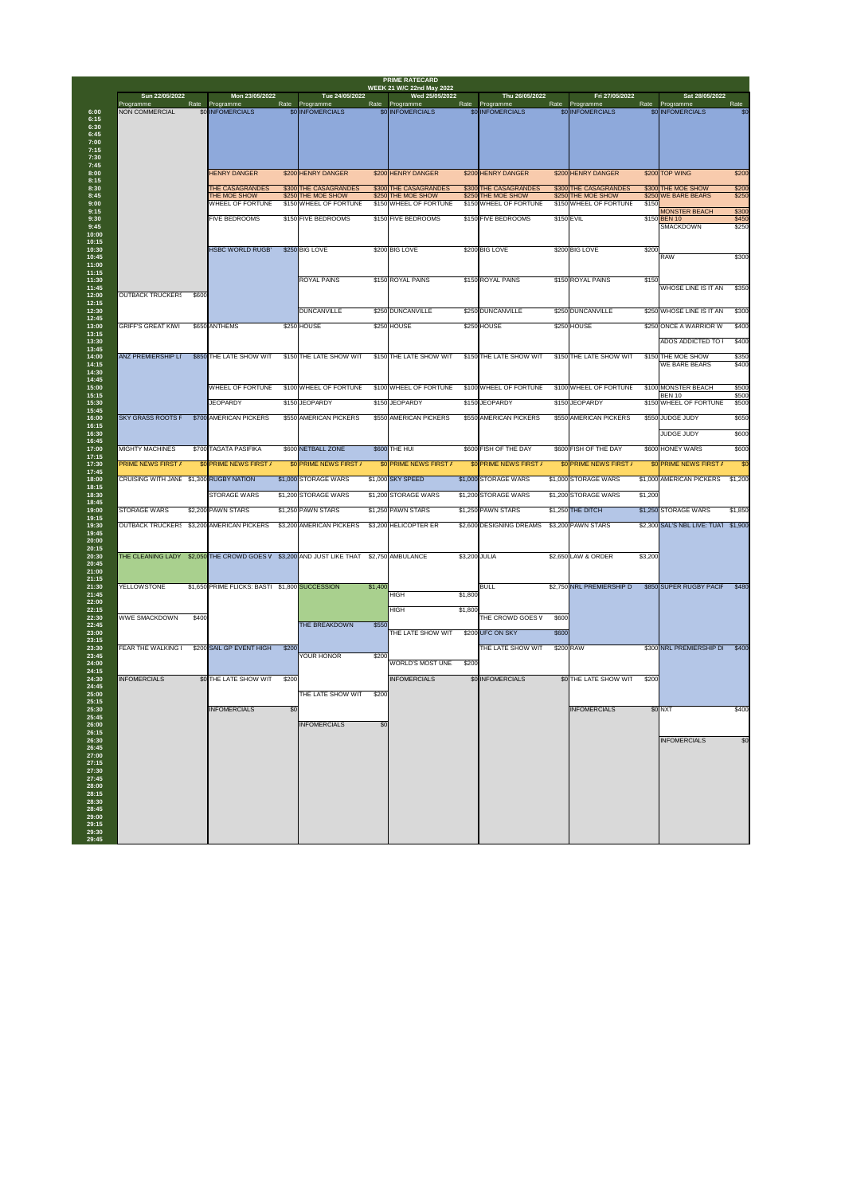# PRIME RATECARD

## WEEK 21 W/C 22nd May 2022

| Time | Sun 22/05/2022 Programme | Rate | Mon 23/05/2022 Programme | Rate | Tue 24/05/2022 Programme | Rate | Wed 25/05/2022 Programme | Rate | Thu 26/05/2022 Programme | Rate | Fri 27/05/2022 Programme | Rate | Sat 28/05/2022 Programme | Rate |
|---|---|---|---|---|---|---|---|---|---|---|---|---|---|---|
| 6:00 | NON COMMERCIAL | $0 | INFOMERCIALS | $0 | INFOMERCIALS | $0 | INFOMERCIALS | $0 | INFOMERCIALS | $0 | INFOMERCIALS | $0 | INFOMERCIALS | $0 |
| 8:00 | | | HENRY DANGER | $200 | HENRY DANGER | $200 | HENRY DANGER | $200 | HENRY DANGER | $200 | HENRY DANGER | $200 | TOP WING | $200 |
| 8:30 | | | THE CASAGRANDES | $300 | THE CASAGRANDES | $300 | THE CASAGRANDES | $300 | THE CASAGRANDES | $300 | THE CASAGRANDES | $300 | THE MOE SHOW | $200 |
| 8:45 | | | THE MOE SHOW | $250 | THE MOE SHOW | $250 | THE MOE SHOW | $250 | THE MOE SHOW | $250 | THE MOE SHOW | $250 | WE BARE BEARS | $250 |
| 9:00 | | | WHEEL OF FORTUNE | $150 | WHEEL OF FORTUNE | $150 | WHEEL OF FORTUNE | $150 | WHEEL OF FORTUNE | $150 | WHEEL OF FORTUNE | $150 | | |
| 9:15 | | | | | | | | | | | | | MONSTER BEACH | $300 |
| 9:30 | | | FIVE BEDROOMS | $150 | FIVE BEDROOMS | $150 | FIVE BEDROOMS | $150 | FIVE BEDROOMS | $150 | EVIL | $150 | BEN 10 | $450 |
| 9:45 | | | | | | | | | | | | | SMACKDOWN | $250 |
| 10:30 | | | HSBC WORLD RUGBY | $250 | BIG LOVE | $200 | BIG LOVE | $200 | BIG LOVE | $200 | BIG LOVE | $200 | | |
| 10:45 | | | | | | | | | | | | | RAW | $300 |
| 11:30 | | | | | ROYAL PAINS | $150 | ROYAL PAINS | $150 | ROYAL PAINS | $150 | ROYAL PAINS | $150 | | |
| 11:45 | | | | | | | | | | | | | WHOSE LINE IS IT AN | $350 |
| 12:00 | OUTBACK TRUCKERS | $600 | | | | | | | | | | | | |
| 12:30 | | | | | DUNCANVILLE | $250 | DUNCANVILLE | $250 | DUNCANVILLE | $250 | DUNCANVILLE | $250 | WHOSE LINE IS IT AN | $300 |
| 13:00 | GRIFF'S GREAT KIWI | $650 | ANTHEMS | $250 | HOUSE | $250 | HOUSE | $250 | HOUSE | $250 | HOUSE | $250 | ONCE A WARRIOR W | $400 |
| 13:30 | | | | | | | | | | | | | ADOS ADDICTED TO I | $400 |
| 14:00 | ANZ PREMIERSHIP LI | $850 | THE LATE SHOW WIT | $150 | THE LATE SHOW WIT | $150 | THE LATE SHOW WIT | $150 | THE LATE SHOW WIT | $150 | THE LATE SHOW WIT | $150 | THE MOE SHOW | $350 |
| 14:15 | | | | | | | | | | | | | WE BARE BEARS | $400 |
| 15:00 | | | WHEEL OF FORTUNE | $100 | WHEEL OF FORTUNE | $100 | WHEEL OF FORTUNE | $100 | WHEEL OF FORTUNE | $100 | WHEEL OF FORTUNE | $100 | MONSTER BEACH | $500 |
| 15:15 | | | | | | | | | | | | | BEN 10 | $500 |
| 15:30 | | | JEOPARDY | $150 | JEOPARDY | $150 | JEOPARDY | $150 | JEOPARDY | $150 | JEOPARDY | $150 | WHEEL OF FORTUNE | $500 |
| 16:00 | SKY GRASS ROOTS F | $700 | AMERICAN PICKERS | $550 | AMERICAN PICKERS | $550 | AMERICAN PICKERS | $550 | AMERICAN PICKERS | $550 | AMERICAN PICKERS | $550 | JUDGE JUDY | $650 |
| 16:30 | | | | | | | | | | | | | JUDGE JUDY | $600 |
| 17:00 | MIGHTY MACHINES | $700 | TAGATA PASIFIKA | $600 | NETBALL ZONE | $600 | THE HUI | $600 | FISH OF THE DAY | $600 | FISH OF THE DAY | $600 | HONEY WARS | $600 |
| 17:30 | PRIME NEWS FIRST A | $0 | PRIME NEWS FIRST A | $0 | PRIME NEWS FIRST A | $0 | PRIME NEWS FIRST A | $0 | PRIME NEWS FIRST A | $0 | PRIME NEWS FIRST A | $0 | PRIME NEWS FIRST A | $0 |
| 18:00 | CRUISING WITH JANE | $1,300 | RUGBY NATION | $1,000 | STORAGE WARS | $1,000 | SKY SPEED | $1,000 | STORAGE WARS | $1,000 | STORAGE WARS | $1,000 | AMERICAN PICKERS | $1,200 |
| 18:30 | | | STORAGE WARS | $1,200 | STORAGE WARS | $1,200 | STORAGE WARS | $1,200 | STORAGE WARS | $1,200 | STORAGE WARS | $1,200 | | |
| 19:00 | STORAGE WARS | $2,200 | PAWN STARS | $1,250 | PAWN STARS | $1,250 | PAWN STARS | $1,250 | PAWN STARS | $1,250 | THE DITCH | $1,250 | STORAGE WARS | $1,850 |
| 19:30 | OUTBACK TRUCKERS | $3,200 | AMERICAN PICKERS | $3,200 | AMERICAN PICKERS | $3,200 | HELICOPTER ER | $2,600 | DESIGNING DREAMS | $3,200 | PAWN STARS | $2,300 | SAL'S NBL LIVE: TUAT | $1,900 |
| 20:30 | THE CLEANING LADY | $2,050 | THE CROWD GOES W | $3,200 | AND JUST LIKE THAT | $2,750 | AMBULANCE | $3,200 | JULIA | $2,650 | LAW & ORDER | $3,200 | | |
| 21:30 | YELLOWSTONE | $1,650 | PRIME FLICKS: BASTI | $1,800 | SUCCESSION | $1,400 | | | BULL | $2,750 | NRL PREMIERSHIP D | $850 | SUPER RUGBY PACIF | $480 |
| 21:45 | | | | | | | HIGH | $1,800 | | | | | | |
| 22:15 | | | | | | | HIGH | $1,800 | | | | | | |
| 22:30 | WWE SMACKDOWN | $400 | | | | | | | THE CROWD GOES V | $600 | | | | |
| 22:45 | | | | | THE BREAKDOWN | $550 | | | | | | | | |
| 23:00 | | | | | | | THE LATE SHOW WIT | $200 | UFC ON SKY | $600 | | | | |
| 23:30 | FEAR THE WALKING I | $200 | SAIL GP EVENT HIGH | $200 | | | | | THE LATE SHOW WIT | $200 | RAW | $300 | NRL PREMIERSHIP DI | $400 |
| 23:45 | | | | | YOUR HONOR | $200 | | | | | | | | |
| 24:00 | | | | | | | WORLD'S MOST UNE | $200 | | | | | | |
| 24:30 | INFOMERCIALS | $0 | THE LATE SHOW WIT | $200 | | | INFOMERCIALS | $0 | INFOMERCIALS | $0 | THE LATE SHOW WIT | $200 | | |
| 25:00 | | | | | THE LATE SHOW WIT | $200 | | | | | | | | |
| 25:30 | | | INFOMERCIALS | $0 | | | | | | | INFOMERCIALS | $0 | NXT | $400 |
| 26:00 | | | | | INFOMERCIALS | $0 | | | | | | | | |
| 26:30 | | | | | | | | | | | | | INFOMERCIALS | $0 |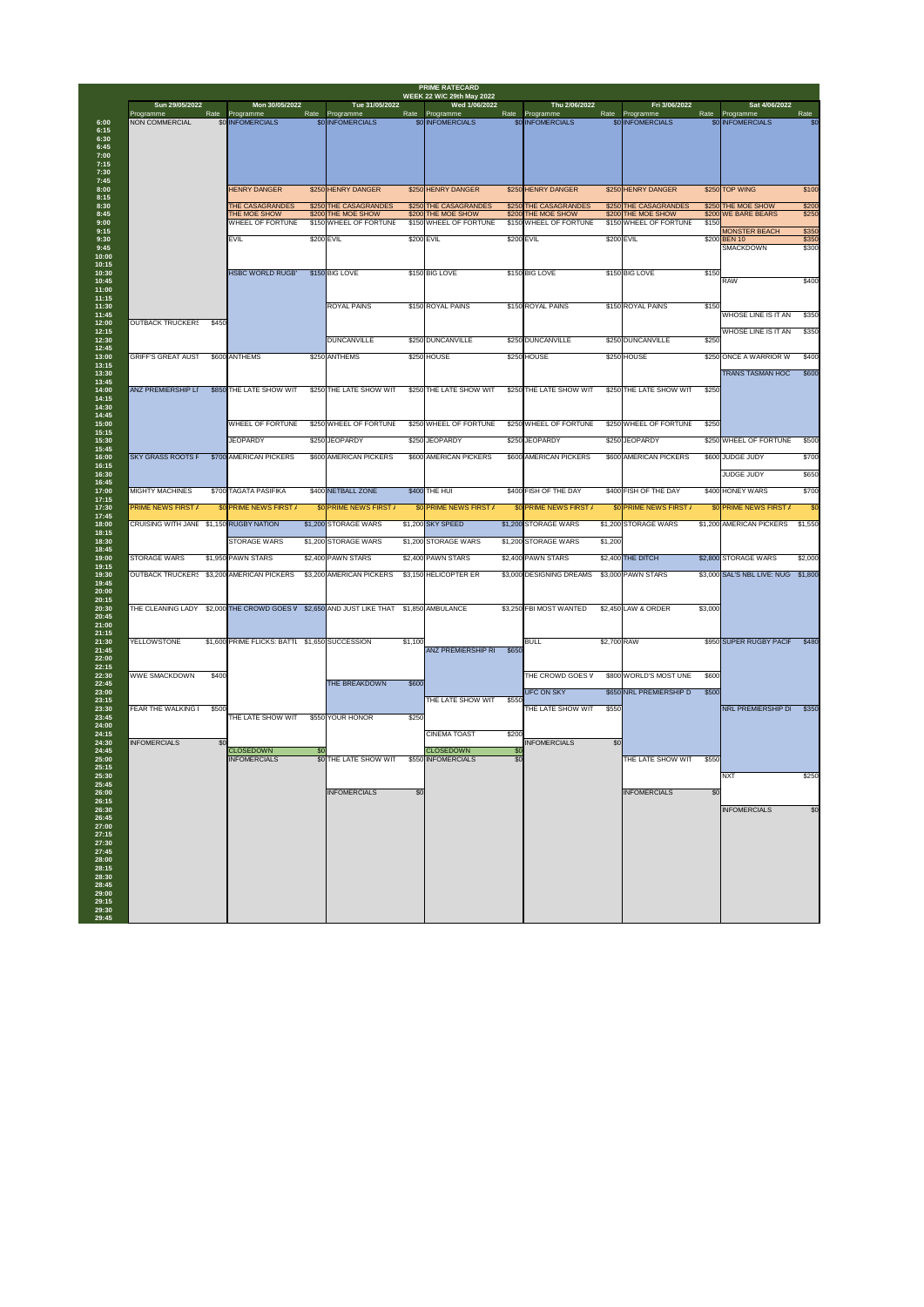# PRIME RATECARD

## WEEK 22 W/C 29th May 2022

| Time | Sun 29/05/2022 Programme | Rate | Mon 30/05/2022 Programme | Rate | Tue 31/05/2022 Programme | Rate | Wed 1/06/2022 Programme | Rate | Thu 2/06/2022 Programme | Rate | Fri 3/06/2022 Programme | Rate | Sat 4/06/2022 Programme | Rate |
|---|---|---|---|---|---|---|---|---|---|---|---|---|---|---|
| 6:00 | NON COMMERCIAL | $0 | INFOMERCIALS | $0 | INFOMERCIALS | $0 | INFOMERCIALS | $0 | INFOMERCIALS | $0 | INFOMERCIALS | $0 | INFOMERCIALS | $0 |
| 8:00 | | | HENRY DANGER | $250 | HENRY DANGER | $250 | HENRY DANGER | $250 | HENRY DANGER | $250 | HENRY DANGER | $250 | TOP WING | $100 |
| 8:30 | | | THE CASAGRANDES | $250 | THE CASAGRANDES | $250 | THE CASAGRANDES | $250 | THE CASAGRANDES | $250 | THE CASAGRANDES | $250 | THE MOE SHOW | $200 |
| 8:45 | | | THE MOE SHOW | $200 | THE MOE SHOW | $200 | THE MOE SHOW | $200 | THE MOE SHOW | $200 | THE MOE SHOW | $200 | WE BARE BEARS | $250 |
| 9:00 | | | WHEEL OF FORTUNE | $150 | WHEEL OF FORTUNE | $150 | WHEEL OF FORTUNE | $150 | WHEEL OF FORTUNE | $150 | WHEEL OF FORTUNE | $150 | | |
| 9:15 | | | | | | | | | | | | | MONSTER BEACH | $350 |
| 9:30 | | | EVIL | $200 | EVIL | $200 | EVIL | $200 | EVIL | $200 | EVIL | $200 | BEN 10 | $350 |
| 9:45 | | | | | | | | | | | | | SMACKDOWN | $300 |
| 10:30 | | | HSBC WORLD RUGBY | $150 | BIG LOVE | $150 | BIG LOVE | $150 | BIG LOVE | $150 | BIG LOVE | $150 | | |
| 10:45 | | | | | | | | | | | | | RAW | $400 |
| 11:30 | | | | | ROYAL PAINS | $150 | ROYAL PAINS | $150 | ROYAL PAINS | $150 | ROYAL PAINS | $150 | | |
| 11:45 | | | | | | | | | | | | | WHOSE LINE IS IT AN | $350 |
| 12:00 | OUTBACK TRUCKERS | $450 | | | | | | | | | | | | |
| 12:15 | | | | | | | | | | | | | WHOSE LINE IS IT AN | $350 |
| 12:30 | | | | | DUNCANVILLE | $250 | DUNCANVILLE | $250 | DUNCANVILLE | $250 | DUNCANVILLE | $250 | | |
| 13:00 | GRIFF'S GREAT AUST | $600 | ANTHEMS | $250 | ANTHEMS | $250 | HOUSE | $250 | HOUSE | $250 | HOUSE | $250 | ONCE A WARRIOR W | $400 |
| 13:30 | | | | | | | | | | | | | TRANS TASMAN HOC | $600 |
| 14:00 | ANZ PREMIERSHIP LI | $850 | THE LATE SHOW WIT | $250 | THE LATE SHOW WIT | $250 | THE LATE SHOW WIT | $250 | THE LATE SHOW WIT | $250 | THE LATE SHOW WIT | $250 | | |
| 15:00 | | | WHEEL OF FORTUNE | $250 | WHEEL OF FORTUNE | $250 | WHEEL OF FORTUNE | $250 | WHEEL OF FORTUNE | $250 | WHEEL OF FORTUNE | $250 | | |
| 15:30 | | | JEOPARDY | $250 | JEOPARDY | $250 | JEOPARDY | $250 | JEOPARDY | $250 | JEOPARDY | $250 | WHEEL OF FORTUNE | $500 |
| 16:00 | SKY GRASS ROOTS F | $700 | AMERICAN PICKERS | $600 | AMERICAN PICKERS | $600 | AMERICAN PICKERS | $600 | AMERICAN PICKERS | $600 | AMERICAN PICKERS | $600 | JUDGE JUDY | $700 |
| 16:30 | | | | | | | | | | | | | JUDGE JUDY | $650 |
| 17:00 | MIGHTY MACHINES | $700 | TAGATA PASIFIKA | $400 | NETBALL ZONE | $400 | THE HUI | $400 | FISH OF THE DAY | $400 | FISH OF THE DAY | $400 | HONEY WARS | $700 |
| 17:30 | PRIME NEWS FIRST A | $0 | PRIME NEWS FIRST A | $0 | PRIME NEWS FIRST A | $0 | PRIME NEWS FIRST A | $0 | PRIME NEWS FIRST A | $0 | PRIME NEWS FIRST A | $0 | PRIME NEWS FIRST A | $0 |
| 18:00 | CRUISING WITH JANE | $1,150 | RUGBY NATION | $1,200 | STORAGE WARS | $1,200 | SKY SPEED | $1,200 | STORAGE WARS | $1,200 | STORAGE WARS | $1,200 | AMERICAN PICKERS | $1,550 |
| 18:30 | | | STORAGE WARS | $1,200 | STORAGE WARS | $1,200 | STORAGE WARS | $1,200 | STORAGE WARS | $1,200 | | | | |
| 19:00 | STORAGE WARS | $1,950 | PAWN STARS | $2,400 | PAWN STARS | $2,400 | PAWN STARS | $2,400 | PAWN STARS | $2,400 | THE DITCH | $2,800 | STORAGE WARS | $2,000 |
| 19:30 | OUTBACK TRUCKERS | $3,200 | AMERICAN PICKERS | $3,200 | AMERICAN PICKERS | $3,150 | HELICOPTER ER | $3,000 | DESIGNING DREAMS | $3,000 | PAWN STARS | $3,000 | SAL'S NBL LIVE: NUG | $1,800 |
| 20:30 | THE CLEANING LADY | $2,000 | THE CROWD GOES W | $2,650 | AND JUST LIKE THAT | $1,850 | AMBULANCE | $3,250 | FBI MOST WANTED | $2,450 | LAW & ORDER | $3,000 | | |
| 21:30 | YELLOWSTONE | $1,600 | PRIME FLICKS: BATTL | $1,650 | SUCCESSION | $1,100 | | | BULL | $2,700 | RAW | $950 | SUPER RUGBY PACIF | $480 |
| 21:45 | | | | | | | ANZ PREMIERSHIP RI | $650 | | | | | | |
| 22:30 | WWE SMACKDOWN | $400 | | | | | | | THE CROWD GOES V | $800 | WORLD'S MOST UNE | $600 | | |
| 22:45 | | | | | THE BREAKDOWN | $600 | | | | | | | | |
| 23:00 | | | | | | | | | UFC ON SKY | $650 | NRL PREMIERSHIP D | $500 | | |
| 23:15 | | | | | | | THE LATE SHOW WIT | $550 | | | | | | |
| 23:30 | FEAR THE WALKING I | $500 | | | | | | | THE LATE SHOW WIT | $550 | | | NRL PREMIERSHIP DI | $350 |
| 23:45 | | | THE LATE SHOW WIT | $550 | YOUR HONOR | $250 | | | | | | | | |
| 24:15 | | | | | | | CINEMA TOAST | $200 | | | | | | |
| 24:30 | INFOMERCIALS | $0 | | | | | | | INFOMERCIALS | $0 | | | | |
| 24:45 | | | CLOSEDOWN | $0 | | | CLOSEDOWN | $0 | | | | | | |
| 25:00 | | | INFOMERCIALS | $0 | THE LATE SHOW WIT | $550 | INFOMERCIALS | $0 | | | THE LATE SHOW WIT | $550 | | |
| 25:30 | | | | | | | | | | | | | NXT | $250 |
| 26:00 | | | | | INFOMERCIALS | $0 | | | | | INFOMERCIALS | $0 | | |
| 26:30 | | | | | | | | | | | | | INFOMERCIALS | $0 |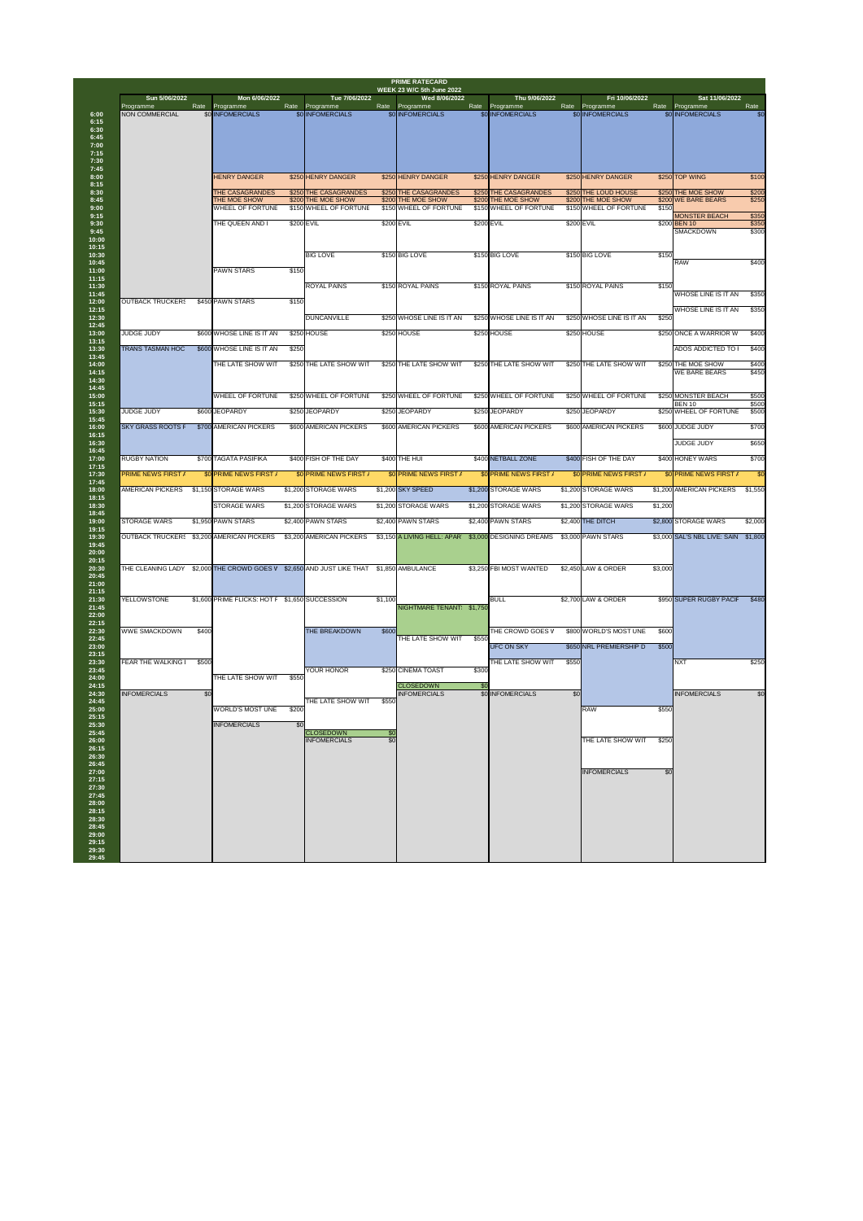# PRIME RATECARD

## WEEK 23 W/C 5th June 2022

| | Sun 5/06/2022 | | Mon 6/06/2022 | | Tue 7/06/2022 | | Wed 8/06/2022 | | Thu 9/06/2022 | | Fri 10/06/2022 | | Sat 11/06/2022 | |
|---|---|---|---|---|---|---|---|---|---|---|---|---|---|---|
| | Programme | Rate | Programme | Rate | Programme | Rate | Programme | Rate | Programme | Rate | Programme | Rate | Programme | Rate |
| 6:00 | NON COMMERCIAL | $0 | INFOMERCIALS | $0 | INFOMERCIALS | $0 | INFOMERCIALS | $0 | INFOMERCIALS | $0 | INFOMERCIALS | $0 | INFOMERCIALS | $0 |
| 6:15 | | | | | | | | | | | | | | |
| 6:30 | | | | | | | | | | | | | | |
| 6:45 | | | | | | | | | | | | | | |
| 7:00 | | | | | | | | | | | | | | |
| 7:15 | | | | | | | | | | | | | | |
| 7:30 | | | | | | | | | | | | | | |
| 7:45 | | | | | | | | | | | | | | |
| 8:00 | | | HENRY DANGER | $250 | HENRY DANGER | $250 | HENRY DANGER | $250 | HENRY DANGER | $250 | HENRY DANGER | $250 | TOP WING | $100 |
| 8:15 | | | | | | | | | | | | | | |
| 8:30 | | | THE CASAGRANDES | $250 | THE CASAGRANDES | $250 | THE CASAGRANDES | $250 | THE CASAGRANDES | $250 | THE LOUD HOUSE | $250 | THE MOE SHOW | $200 |
| 8:45 | | | THE MOE SHOW | $200 | THE MOE SHOW | $200 | THE MOE SHOW | $200 | THE MOE SHOW | $200 | THE MOE SHOW | $200 | WE BARE BEARS | $250 |
| 9:00 | | | WHEEL OF FORTUNE | $150 | WHEEL OF FORTUNE | $150 | WHEEL OF FORTUNE | $150 | WHEEL OF FORTUNE | $150 | WHEEL OF FORTUNE | $150 | | |
| 9:15 | | | | | | | | | | | | | MONSTER BEACH | $350 |
| 9:30 | | | THE QUEEN AND I | $200 | EVIL | $200 | EVIL | $200 | EVIL | $200 | EVIL | $200 | BEN 10 | $350 |
| 9:45 | | | | | | | | | | | | | SMACKDOWN | $300 |
| 10:00 | | | | | | | | | | | | | | |
| 10:15 | | | | | | | | | | | | | | |
| 10:30 | | | | | BIG LOVE | $150 | BIG LOVE | $150 | BIG LOVE | $150 | BIG LOVE | $150 | | |
| 10:45 | | | | | | | | | | | | | RAW | $400 |
| 11:00 | | | PAWN STARS | $150 | | | | | | | | | | |
| 11:15 | | | | | | | | | | | | | | |
| 11:30 | | | | | ROYAL PAINS | $150 | ROYAL PAINS | $150 | ROYAL PAINS | $150 | ROYAL PAINS | $150 | | |
| 11:45 | | | | | | | | | | | | | WHOSE LINE IS IT AN | $350 |
| 12:00 | OUTBACK TRUCKERS | $450 | PAWN STARS | $150 | | | | | | | | | | |
| 12:15 | | | | | | | | | | | | | WHOSE LINE IS IT AN | $350 |
| 12:30 | | | | | DUNCANVILLE | $250 | WHOSE LINE IS IT AN | $250 | WHOSE LINE IS IT AN | $250 | WHOSE LINE IS IT AN | $250 | | |
| 12:45 | | | | | | | | | | | | | | |
| 13:00 | JUDGE JUDY | $600 | WHOSE LINE IS IT AN | $250 | HOUSE | $250 | HOUSE | $250 | HOUSE | $250 | HOUSE | $250 | ONCE A WARRIOR W | $400 |
| 13:15 | | | | | | | | | | | | | | |
| 13:30 | TRANS TASMAN HOC | $600 | WHOSE LINE IS IT AN | $250 | | | | | | | | | ADOS ADDICTED TO I | $400 |
| 13:45 | | | | | | | | | | | | | | |
| 14:00 | | | THE LATE SHOW WIT | $250 | THE LATE SHOW WIT | $250 | THE LATE SHOW WIT | $250 | THE LATE SHOW WIT | $250 | THE LATE SHOW WIT | $250 | THE MOE SHOW | $400 |
| 14:15 | | | | | | | | | | | | | WE BARE BEARS | $450 |
| 14:30 | | | | | | | | | | | | | | |
| 14:45 | | | | | | | | | | | | | | |
| 15:00 | | | WHEEL OF FORTUNE | $250 | WHEEL OF FORTUNE | $250 | WHEEL OF FORTUNE | $250 | WHEEL OF FORTUNE | $250 | WHEEL OF FORTUNE | $250 | MONSTER BEACH | $500 |
| 15:15 | | | | | | | | | | | | | BEN 10 | $500 |
| 15:30 | JUDGE JUDY | $600 | JEOPARDY | $250 | JEOPARDY | $250 | JEOPARDY | $250 | JEOPARDY | $250 | JEOPARDY | $250 | WHEEL OF FORTUNE | $500 |
| 15:45 | | | | | | | | | | | | | | |
| 16:00 | SKY GRASS ROOTS F | $700 | AMERICAN PICKERS | $600 | AMERICAN PICKERS | $600 | AMERICAN PICKERS | $600 | AMERICAN PICKERS | $600 | AMERICAN PICKERS | $600 | JUDGE JUDY | $700 |
| 16:15 | | | | | | | | | | | | | | |
| 16:30 | | | | | | | | | | | | | JUDGE JUDY | $650 |
| 16:45 | | | | | | | | | | | | | | |
| 17:00 | RUGBY NATION | $700 | TAGATA PASIFIKA | $400 | FISH OF THE DAY | $400 | THE HUI | $400 | NETBALL ZONE | $400 | FISH OF THE DAY | $400 | HONEY WARS | $700 |
| 17:15 | | | | | | | | | | | | | | |
| 17:30 | PRIME NEWS FIRST / | $0 | PRIME NEWS FIRST / | $0 | PRIME NEWS FIRST / | $0 | PRIME NEWS FIRST / | $0 | PRIME NEWS FIRST / | $0 | PRIME NEWS FIRST / | $0 | PRIME NEWS FIRST / | $0 |
| 17:45 | | | | | | | | | | | | | | |
| 18:00 | AMERICAN PICKERS | $1,150 | STORAGE WARS | $1,200 | STORAGE WARS | $1,200 | SKY SPEED | $1,200 | STORAGE WARS | $1,200 | STORAGE WARS | $1,200 | AMERICAN PICKERS | $1,550 |
| 18:15 | | | | | | | | | | | | | | |
| 18:30 | | | STORAGE WARS | $1,200 | STORAGE WARS | $1,200 | STORAGE WARS | $1,200 | STORAGE WARS | $1,200 | STORAGE WARS | $1,200 | | |
| 18:45 | | | | | | | | | | | | | | |
| 19:00 | STORAGE WARS | $1,950 | PAWN STARS | $2,400 | PAWN STARS | $2,400 | PAWN STARS | $2,400 | PAWN STARS | $2,400 | THE DITCH | $2,800 | STORAGE WARS | $2,000 |
| 19:15 | | | | | | | | | | | | | | |
| 19:30 | OUTBACK TRUCKERS | $3,200 | AMERICAN PICKERS | $3,200 | AMERICAN PICKERS | $3,150 | A LIVING HELL: APAR | $3,000 | DESIGNING DREAMS | $3,000 | PAWN STARS | $3,000 | SAL'S NBL LIVE: SAIN | $1,800 |
| 19:45 | | | | | | | | | | | | | | |
| 20:00 | | | | | | | | | | | | | | |
| 20:15 | | | | | | | | | | | | | | |
| 20:30 | THE CLEANING LADY | $2,000 | THE CROWD GOES W | $2,650 | AND JUST LIKE THAT | $1,850 | AMBULANCE | $3,250 | FBI MOST WANTED | $2,450 | LAW & ORDER | $3,000 | | |
| 20:45 | | | | | | | | | | | | | | |
| 21:00 | | | | | | | | | | | | | | |
| 21:15 | | | | | | | | | | | | | | |
| 21:30 | YELLOWSTONE | $1,600 | PRIME FLICKS: HOT F | $1,650 | SUCCESSION | $1,100 | | | BULL | $2,700 | LAW & ORDER | $950 | SUPER RUGBY PACIF | $480 |
| 21:45 | | | | | | | NIGHTMARE TENANT: | $1,750 | | | | | | |
| 22:00 | | | | | | | | | | | | | | |
| 22:15 | | | | | | | | | | | | | | |
| 22:30 | WWE SMACKDOWN | $400 | | | THE BREAKDOWN | $600 | | | THE CROWD GOES V | $800 | WORLD'S MOST UNE | $600 | | |
| 22:45 | | | | | | | THE LATE SHOW WIT | $550 | | | | | | |
| 23:00 | | | | | | | | | UFC ON SKY | $650 | NRL PREMIERSHIP D | $500 | | |
| 23:15 | | | | | | | | | | | | | | |
| 23:30 | FEAR THE WALKING I | $500 | | | | | | | THE LATE SHOW WIT | $550 | | | NXT | $250 |
| 23:45 | | | | | YOUR HONOR | $250 | CINEMA TOAST | $300 | | | | | | |
| 24:00 | | | THE LATE SHOW WIT | $550 | | | | | | | | | | |
| 24:15 | | | | | | | CLOSEDOWN | $0 | | | | | | |
| 24:30 | INFOMERCIALS | $0 | | | | | INFOMERCIALS | $0 | INFOMERCIALS | $0 | | | INFOMERCIALS | $0 |
| 24:45 | | | | | THE LATE SHOW WIT | $550 | | | | | | | | |
| 25:00 | | | WORLD'S MOST UNE | $200 | | | | | | | RAW | $550 | | |
| 25:15 | | | | | | | | | | | | | | |
| 25:30 | | | INFOMERCIALS | $0 | | | | | | | | | | |
| 25:45 | | | | | CLOSEDOWN | $0 | | | | | | | | |
| 26:00 | | | | | INFOMERCIALS | $0 | | | | | THE LATE SHOW WIT | $250 | | |
| 26:15 | | | | | | | | | | | | | | |
| 26:30 | | | | | | | | | | | | | | |
| 26:45 | | | | | | | | | | | | | | |
| 27:00 | | | | | | | | | | | INFOMERCIALS | $0 | | |
| 27:15 | | | | | | | | | | | | | | |
| 27:30 | | | | | | | | | | | | | | |
| 27:45 | | | | | | | | | | | | | | |
| 28:00 | | | | | | | | | | | | | | |
| 28:15 | | | | | | | | | | | | | | |
| 28:30 | | | | | | | | | | | | | | |
| 28:45 | | | | | | | | | | | | | | |
| 29:00 | | | | | | | | | | | | | | |
| 29:15 | | | | | | | | | | | | | | |
| 29:30 | | | | | | | | | | | | | | |
| 29:45 | | | | | | | | | | | | | | |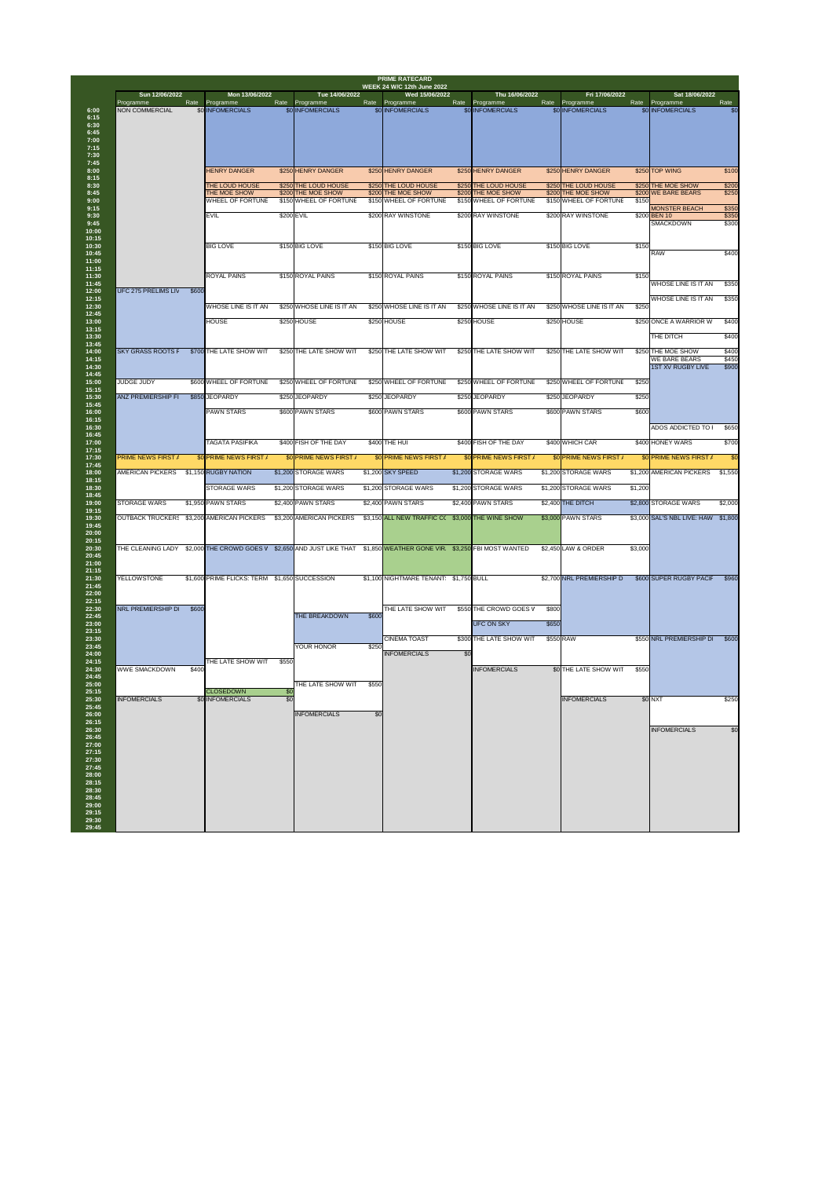# PRIME RATECARD

## WEEK 24 W/C 12th June 2022

| Time | Sun 12/06/2022 Programme | Rate | Mon 13/06/2022 Programme | Rate | Tue 14/06/2022 Programme | Rate | Wed 15/06/2022 Programme | Rate | Thu 16/06/2022 Programme | Rate | Fri 17/06/2022 Programme | Rate | Sat 18/06/2022 Programme | Rate |
|---|---|---|---|---|---|---|---|---|---|---|---|---|---|---|
| 6:00 | NON COMMERCIAL | $0 | INFOMERCIALS | $0 | INFOMERCIALS | $0 | INFOMERCIALS | $0 | INFOMERCIALS | $0 | INFOMERCIALS | $0 | INFOMERCIALS | $0 |
| 8:00 | | | HENRY DANGER | $250 | HENRY DANGER | $250 | HENRY DANGER | $250 | HENRY DANGER | $250 | HENRY DANGER | $250 | TOP WING | $100 |
| 8:30 | | | THE LOUD HOUSE | $250 | THE LOUD HOUSE | $250 | THE LOUD HOUSE | $250 | THE LOUD HOUSE | $250 | THE LOUD HOUSE | $250 | THE MOE SHOW | $200 |
| 8:45 | | | THE MOE SHOW | $200 | THE MOE SHOW | $200 | THE MOE SHOW | $200 | THE MOE SHOW | $200 | THE MOE SHOW | $200 | WE BARE BEARS | $250 |
| 9:00 | | | WHEEL OF FORTUNE | $150 | WHEEL OF FORTUNE | $150 | WHEEL OF FORTUNE | $150 | WHEEL OF FORTUNE | $150 | WHEEL OF FORTUNE | $150 | | |
| 9:15 | | | | | | | | | | | | | MONSTER BEACH | $350 |
| 9:30 | | | EVIL | $200 | EVIL | $200 | RAY WINSTONE | $200 | RAY WINSTONE | $200 | RAY WINSTONE | $200 | BEN 10 | $350 |
| 9:45 | | | | | | | | | | | | | SMACKDOWN | $300 |
| 10:30 | | | BIG LOVE | $150 | BIG LOVE | $150 | BIG LOVE | $150 | BIG LOVE | $150 | BIG LOVE | $150 | | |
| 10:45 | | | | | | | | | | | | | RAW | $400 |
| 11:30 | | | ROYAL PAINS | $150 | ROYAL PAINS | $150 | ROYAL PAINS | $150 | ROYAL PAINS | $150 | ROYAL PAINS | $150 | | |
| 11:45 | | | | | | | | | | | | | WHOSE LINE IS IT AN | $350 |
| 12:00 | UFC 275 PRELIMS LIV | $600 | | | | | | | | | | | | |
| 12:15 | | | | | | | | | | | | | WHOSE LINE IS IT AN | $350 |
| 12:30 | | | WHOSE LINE IS IT AN | $250 | WHOSE LINE IS IT AN | $250 | WHOSE LINE IS IT AN | $250 | WHOSE LINE IS IT AN | $250 | WHOSE LINE IS IT AN | $250 | | |
| 13:00 | | | HOUSE | $250 | HOUSE | $250 | HOUSE | $250 | HOUSE | $250 | HOUSE | $250 | ONCE A WARRIOR W | $400 |
| 13:30 | | | | | | | | | | | | | THE DITCH | $400 |
| 14:00 | SKY GRASS ROOTS F | $700 | THE LATE SHOW WIT | $250 | THE LATE SHOW WIT | $250 | THE LATE SHOW WIT | $250 | THE LATE SHOW WIT | $250 | THE LATE SHOW WIT | $250 | THE MOE SHOW | $400 |
| 14:15 | | | | | | | | | | | | | WE BARE BEARS | $450 |
| 14:30 | | | | | | | | | | | | | 1ST XV RUGBY LIVE | $900 |
| 15:00 | JUDGE JUDY | $600 | WHEEL OF FORTUNE | $250 | WHEEL OF FORTUNE | $250 | WHEEL OF FORTUNE | $250 | WHEEL OF FORTUNE | $250 | WHEEL OF FORTUNE | $250 | | |
| 15:30 | ANZ PREMIERSHIP FI | $850 | JEOPARDY | $250 | JEOPARDY | $250 | JEOPARDY | $250 | JEOPARDY | $250 | JEOPARDY | $250 | | |
| 16:00 | | | PAWN STARS | $600 | PAWN STARS | $600 | PAWN STARS | $600 | PAWN STARS | $600 | PAWN STARS | $600 | | |
| 16:30 | | | | | | | | | | | | | ADOS ADDICTED TO I | $650 |
| 17:00 | | | TAGATA PASIFIKA | $400 | FISH OF THE DAY | $400 | THE HUI | $400 | FISH OF THE DAY | $400 | WHICH CAR | $400 | HONEY WARS | $700 |
| 17:30 | PRIME NEWS FIRST A | $0 | PRIME NEWS FIRST A | $0 | PRIME NEWS FIRST A | $0 | PRIME NEWS FIRST A | $0 | PRIME NEWS FIRST A | $0 | PRIME NEWS FIRST A | $0 | PRIME NEWS FIRST A | $0 |
| 18:00 | AMERICAN PICKERS | $1,150 | RUGBY NATION | $1,200 | STORAGE WARS | $1,200 | SKY SPEED | $1,200 | STORAGE WARS | $1,200 | STORAGE WARS | $1,200 | AMERICAN PICKERS | $1,550 |
| 18:30 | | | STORAGE WARS | $1,200 | STORAGE WARS | $1,200 | STORAGE WARS | $1,200 | STORAGE WARS | $1,200 | STORAGE WARS | $1,200 | | |
| 19:00 | STORAGE WARS | $1,950 | PAWN STARS | $2,400 | PAWN STARS | $2,400 | PAWN STARS | $2,400 | PAWN STARS | $2,400 | THE DITCH | $2,800 | STORAGE WARS | $2,000 |
| 19:30 | OUTBACK TRUCKERS | $3,200 | AMERICAN PICKERS | $3,200 | AMERICAN PICKERS | $3,150 | ALL NEW TRAFFIC CC | $3,000 | THE WINE SHOW | $3,000 | PAWN STARS | $3,000 | SAL'S NBL LIVE: HAW | $1,800 |
| 20:30 | THE CLEANING LADY | $2,000 | THE CROWD GOES W | $2,650 | AND JUST LIKE THAT | $1,850 | WEATHER GONE VIR. | $3,250 | FBI MOST WANTED | $2,450 | LAW & ORDER | $3,000 | | |
| 21:30 | YELLOWSTONE | $1,600 | PRIME FLICKS: TERM | $1,650 | SUCCESSION | $1,100 | NIGHTMARE TENANTS | $1,750 | BULL | $2,700 | NRL PREMIERSHIP D | $600 | SUPER RUGBY PACIF | $960 |
| 22:30 | NRL PREMIERSHIP DI | $600 | | | | | THE LATE SHOW WIT | $550 | THE CROWD GOES V | $800 | | | | |
| 22:45 | | | | | THE BREAKDOWN | $600 | | | | | | | | |
| 23:00 | | | | | | | | | UFC ON SKY | $650 | | | | |
| 23:30 | | | | | | | CINEMA TOAST | $300 | THE LATE SHOW WIT | $550 | RAW | $550 | NRL PREMIERSHIP DI | $600 |
| 23:45 | | | | | YOUR HONOR | $250 | | | | | | | | |
| 24:00 | | | | | | | INFOMERCIALS | $0 | | | | | | |
| 24:15 | | | THE LATE SHOW WIT | $550 | | | | | | | | | | |
| 24:30 | WWE SMACKDOWN | $400 | | | | | | | INFOMERCIALS | $0 | THE LATE SHOW WIT | $550 | | |
| 25:00 | | | | | THE LATE SHOW WIT | $550 | | | | | | | | |
| 25:15 | | | CLOSEDOWN | $0 | | | | | | | | | | |
| 25:30 | INFOMERCIALS | $0 | INFOMERCIALS | $0 | | | | | | | INFOMERCIALS | $0 | NXT | $250 |
| 26:00 | | | | | INFOMERCIALS | $0 | | | | | | | | |
| 26:30 | | | | | | | | | | | | | INFOMERCIALS | $0 |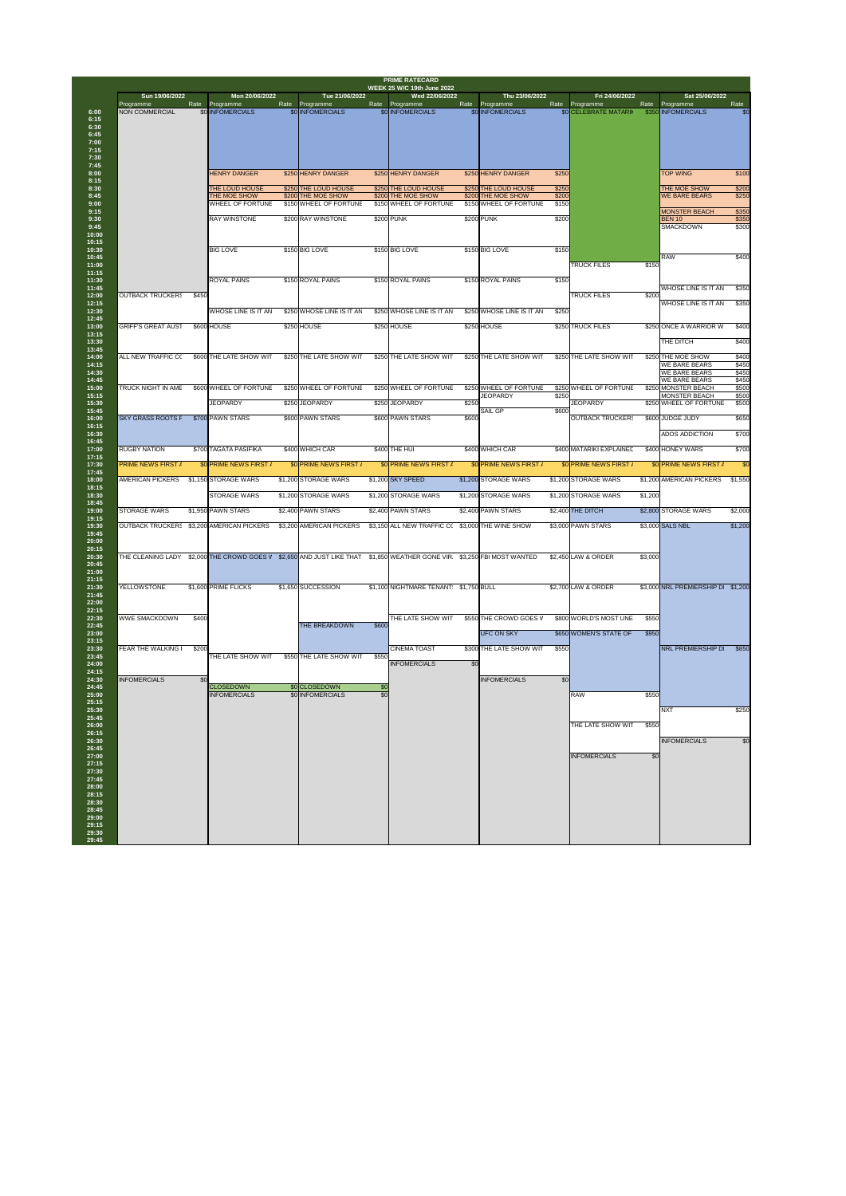# PRIME RATECARD

## WEEK 25 W/C 19th June 2022

| Time | Sun 19/06/2022 Programme | Rate | Mon 20/06/2022 Programme | Rate | Tue 21/06/2022 Programme | Rate | Wed 22/06/2022 Programme | Rate | Thu 23/06/2022 Programme | Rate | Fri 24/06/2022 Programme | Rate | Sat 25/06/2022 Programme | Rate |
|---|---|---|---|---|---|---|---|---|---|---|---|---|---|---|
| 6:00 | NON COMMERCIAL | $0 | INFOMERCIALS | $0 | INFOMERCIALS | $0 | INFOMERCIALS | $0 | INFOMERCIALS | $0 | CELEBRATE MATARIKI | $350 | INFOMERCIALS | $0 |
| 8:00 | | | HENRY DANGER | $250 | HENRY DANGER | $250 | HENRY DANGER | $250 | HENRY DANGER | $250 | | | TOP WING | $100 |
| 8:30 | | | THE LOUD HOUSE | $250 | THE LOUD HOUSE | $250 | THE LOUD HOUSE | $250 | THE LOUD HOUSE | $250 | | | THE MOE SHOW | $200 |
| 8:45 | | | THE MOE SHOW | $200 | THE MOE SHOW | $200 | THE MOE SHOW | $200 | THE MOE SHOW | $200 | | | WE BARE BEARS | $250 |
| 9:00 | | | WHEEL OF FORTUNE | $150 | WHEEL OF FORTUNE | $150 | WHEEL OF FORTUNE | $150 | WHEEL OF FORTUNE | $150 | | | | |
| 9:15 | | | | | | | | | | | | | MONSTER BEACH | $350 |
| 9:30 | | | RAY WINSTONE | $200 | RAY WINSTONE | $200 | PUNK | $200 | PUNK | $200 | | | BEN 10 | $350 |
| 9:45 | | | | | | | | | | | | | SMACKDOWN | $300 |
| 10:30 | | | BIG LOVE | $150 | BIG LOVE | $150 | BIG LOVE | $150 | BIG LOVE | $150 | | | | |
| 10:45 | | | | | | | | | | | | | RAW | $400 |
| 11:00 | | | | | | | | | | | TRUCK FILES | $150 | | |
| 11:30 | | | ROYAL PAINS | $150 | ROYAL PAINS | $150 | ROYAL PAINS | $150 | ROYAL PAINS | $150 | | | | |
| 11:45 | | | | | | | | | | | | | WHOSE LINE IS IT AN | $350 |
| 12:00 | OUTBACK TRUCKERS | $450 | | | | | | | | | TRUCK FILES | $200 | | |
| 12:15 | | | | | | | | | | | | | WHOSE LINE IS IT AN | $350 |
| 12:30 | | | WHOSE LINE IS IT AN | $250 | WHOSE LINE IS IT AN | $250 | WHOSE LINE IS IT AN | $250 | WHOSE LINE IS IT AN | $250 | | | | |
| 13:00 | GRIFF'S GREAT AUST | $600 | HOUSE | $250 | HOUSE | $250 | HOUSE | $250 | HOUSE | $250 | TRUCK FILES | $250 | ONCE A WARRIOR W | $400 |
| 13:30 | | | | | | | | | | | | | THE DITCH | $400 |
| 14:00 | ALL NEW TRAFFIC CO | $600 | THE LATE SHOW WIT | $250 | THE LATE SHOW WIT | $250 | THE LATE SHOW WIT | $250 | THE LATE SHOW WIT | $250 | THE LATE SHOW WIT | $250 | THE MOE SHOW | $400 |
| 14:15 | | | | | | | | | | | | | WE BARE BEARS | $450 |
| 14:30 | | | | | | | | | | | | | WE BARE BEARS | $450 |
| 14:45 | | | | | | | | | | | | | WE BARE BEARS | $450 |
| 15:00 | TRUCK NIGHT IN AME | $600 | WHEEL OF FORTUNE | $250 | WHEEL OF FORTUNE | $250 | WHEEL OF FORTUNE | $250 | WHEEL OF FORTUNE | $250 | WHEEL OF FORTUNE | $250 | MONSTER BEACH | $500 |
| 15:15 | | | | | | | | | JEOPARDY | $250 | | | MONSTER BEACH | $500 |
| 15:30 | | | JEOPARDY | $250 | JEOPARDY | $250 | JEOPARDY | $250 | | | JEOPARDY | $250 | WHEEL OF FORTUNE | $500 |
| 15:45 | | | | | | | | | SAIL GP | $600 | | | | |
| 16:00 | SKY GRASS ROOTS F | $700 | PAWN STARS | $600 | PAWN STARS | $600 | PAWN STARS | $600 | | | OUTBACK TRUCKERS | $600 | JUDGE JUDY | $650 |
| 16:30 | | | | | | | | | | | | | ADOS ADDICTION | $700 |
| 17:00 | RUGBY NATION | $700 | TAGATA PASIFIKA | $400 | WHICH CAR | $400 | THE HUI | $400 | WHICH CAR | $400 | MATARIKI EXPLAINED | $400 | HONEY WARS | $700 |
| 17:30 | PRIME NEWS FIRST A | $0 | PRIME NEWS FIRST A | $0 | PRIME NEWS FIRST A | $0 | PRIME NEWS FIRST A | $0 | PRIME NEWS FIRST A | $0 | PRIME NEWS FIRST A | $0 | PRIME NEWS FIRST A | $0 |
| 18:00 | AMERICAN PICKERS | $1,150 | STORAGE WARS | $1,200 | STORAGE WARS | $1,200 | SKY SPEED | $1,200 | STORAGE WARS | $1,200 | STORAGE WARS | $1,200 | AMERICAN PICKERS | $1,550 |
| 18:30 | | | STORAGE WARS | $1,200 | STORAGE WARS | $1,200 | STORAGE WARS | $1,200 | STORAGE WARS | $1,200 | STORAGE WARS | $1,200 | | |
| 19:00 | STORAGE WARS | $1,950 | PAWN STARS | $2,400 | PAWN STARS | $2,400 | PAWN STARS | $2,400 | PAWN STARS | $2,400 | THE DITCH | $2,800 | STORAGE WARS | $2,000 |
| 19:30 | OUTBACK TRUCKERS | $3,200 | AMERICAN PICKERS | $3,200 | AMERICAN PICKERS | $3,150 | ALL NEW TRAFFIC CO | $3,000 | THE WINE SHOW | $3,000 | PAWN STARS | $3,000 | SALS NBL | $1,200 |
| 20:30 | THE CLEANING LADY | $2,000 | THE CROWD GOES W | $2,650 | AND JUST LIKE THAT | $1,850 | WEATHER GONE VIR | $3,250 | FBI MOST WANTED | $2,450 | LAW & ORDER | $3,000 | | |
| 21:30 | YELLOWSTONE | $1,600 | PRIME FLICKS | $1,650 | SUCCESSION | $1,100 | NIGHTMARE TENANT | $1,750 | BULL | $2,700 | LAW & ORDER | $3,000 | NRL PREMIERSHIP DI | $1,200 |
| 22:30 | WWE SMACKDOWN | $400 | | | | | THE LATE SHOW WIT | $550 | THE CROWD GOES W | $800 | WORLD'S MOST UNE | $550 | | |
| 22:45 | | | | | THE BREAKDOWN | $600 | | | | | | | | |
| 23:00 | | | | | | | | | UFC ON SKY | $650 | WOMEN'S STATE OF | $950 | | |
| 23:30 | FEAR THE WALKING D | $200 | | | | | CINEMA TOAST | $300 | THE LATE SHOW WIT | $550 | | | NRL PREMIERSHIP DI | $850 |
| 23:45 | | | THE LATE SHOW WIT | $550 | THE LATE SHOW WIT | $550 | | | | | | | | |
| 24:00 | | | | | | | INFOMERCIALS | $0 | | | | | | |
| 24:30 | INFOMERCIALS | $0 | | | | | | | INFOMERCIALS | $0 | | | | |
| 24:45 | | | CLOSEDOWN | $0 | CLOSEDOWN | $0 | | | | | | | | |
| 25:00 | | | INFOMERCIALS | $0 | INFOMERCIALS | $0 | | | | | RAW | $550 | | |
| 25:30 | | | | | | | | | | | | | NXT | $250 |
| 26:00 | | | | | | | | | | | THE LATE SHOW WIT | $550 | | |
| 26:30 | | | | | | | | | | | | | INFOMERCIALS | $0 |
| 27:00 | | | | | | | | | | | INFOMERCIALS | $0 | | |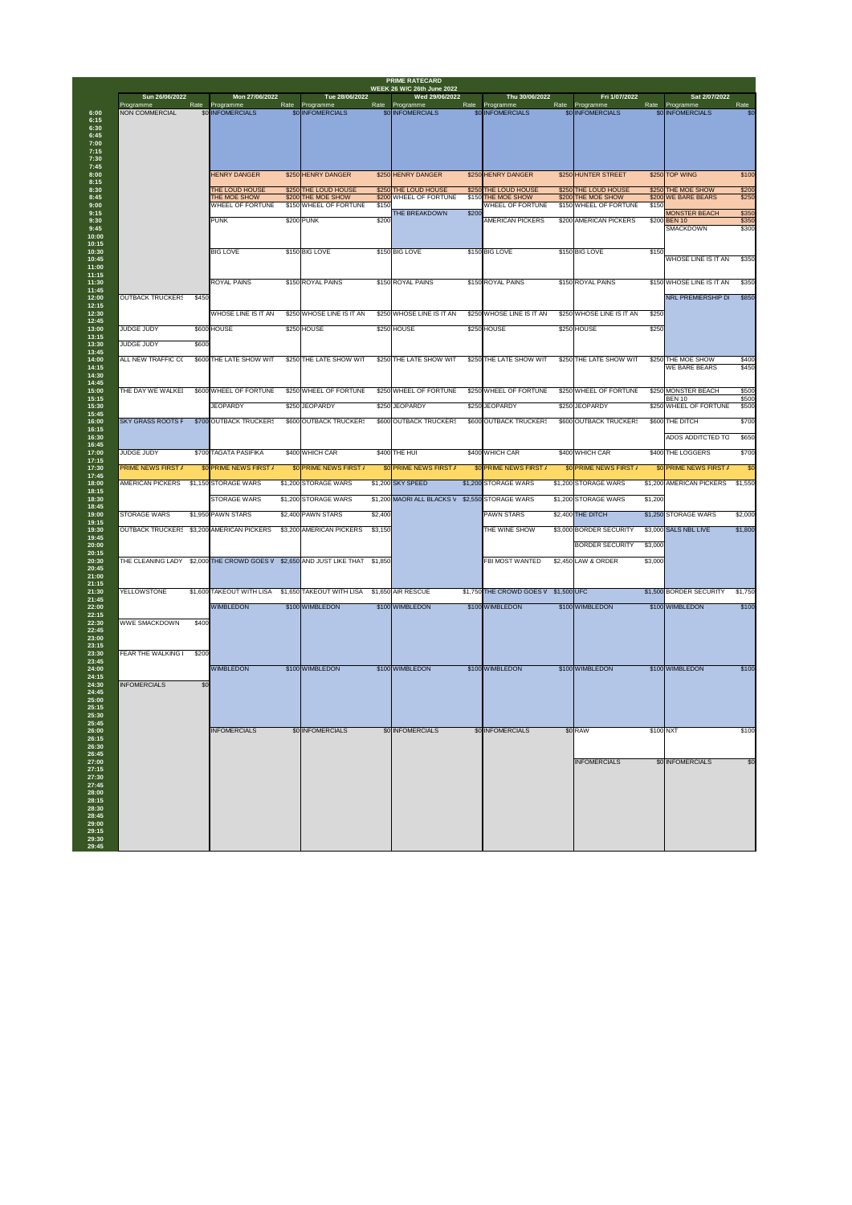# PRIME RATECARD

## WEEK 26 W/C 26th June 2022

| Time | Sun 26/06/2022 Programme | Rate | Mon 27/06/2022 Programme | Rate | Tue 28/06/2022 Programme | Rate | Wed 29/06/2022 Programme | Rate | Thu 30/06/2022 Programme | Rate | Fri 1/07/2022 Programme | Rate | Sat 2/07/2022 Programme | Rate |
|---|---|---|---|---|---|---|---|---|---|---|---|---|---|---|
| 6:00 | NON COMMERCIAL | $0 | INFOMERCIALS | $0 | INFOMERCIALS | $0 | INFOMERCIALS | $0 | INFOMERCIALS | $0 | INFOMERCIALS | $0 | INFOMERCIALS | $0 |
| 8:00 | | | HENRY DANGER | $250 | HENRY DANGER | $250 | HENRY DANGER | $250 | HENRY DANGER | $250 | HUNTER STREET | $250 | TOP WING | $100 |
| 8:30 | | | THE LOUD HOUSE | $250 | THE LOUD HOUSE | $250 | THE LOUD HOUSE | $250 | THE LOUD HOUSE | $250 | THE LOUD HOUSE | $250 | THE MOE SHOW | $200 |
| 8:45 | | | THE MOE SHOW | $200 | THE MOE SHOW | $200 | WHEEL OF FORTUNE | $150 | THE MOE SHOW | $200 | THE MOE SHOW | $200 | WE BARE BEARS | $250 |
| 9:00 | | | WHEEL OF FORTUNE | $150 | WHEEL OF FORTUNE | $150 | | | WHEEL OF FORTUNE | $150 | WHEEL OF FORTUNE | $150 | | |
| 9:15 | | | | | | | THE BREAKDOWN | $200 | | | | | MONSTER BEACH | $350 |
| 9:30 | | | PUNK | $200 | PUNK | $200 | | | AMERICAN PICKERS | $200 | AMERICAN PICKERS | $200 | BEN 10 | $350 |
| 9:45 | | | | | | | | | | | | | SMACKDOWN | $300 |
| 10:30 | | | BIG LOVE | $150 | BIG LOVE | $150 | BIG LOVE | $150 | BIG LOVE | $150 | BIG LOVE | $150 | | |
| 10:45 | | | | | | | | | | | | | WHOSE LINE IS IT AN | $350 |
| 11:30 | | | ROYAL PAINS | $150 | ROYAL PAINS | $150 | ROYAL PAINS | $150 | ROYAL PAINS | $150 | ROYAL PAINS | $150 | WHOSE LINE IS IT AN | $350 |
| 12:00 | OUTBACK TRUCKERS | $450 | | | | | | | | | | | NRL PREMIERSHIP DI | $850 |
| 12:30 | | | WHOSE LINE IS IT AN | $250 | WHOSE LINE IS IT AN | $250 | WHOSE LINE IS IT AN | $250 | WHOSE LINE IS IT AN | $250 | WHOSE LINE IS IT AN | $250 | | |
| 13:00 | JUDGE JUDY | $600 | HOUSE | $250 | HOUSE | $250 | HOUSE | $250 | HOUSE | $250 | HOUSE | $250 | | |
| 13:30 | JUDGE JUDY | $600 | | | | | | | | | | | | |
| 14:00 | ALL NEW TRAFFIC CO | $600 | THE LATE SHOW WIT | $250 | THE LATE SHOW WIT | $250 | THE LATE SHOW WIT | $250 | THE LATE SHOW WIT | $250 | THE LATE SHOW WIT | $250 | THE MOE SHOW | $400 |
| 14:15 | | | | | | | | | | | | | WE BARE BEARS | $450 |
| 15:00 | THE DAY WE WALKED | $600 | WHEEL OF FORTUNE | $250 | WHEEL OF FORTUNE | $250 | WHEEL OF FORTUNE | $250 | WHEEL OF FORTUNE | $250 | WHEEL OF FORTUNE | $250 | MONSTER BEACH | $500 |
| 15:15 | | | | | | | | | | | | | BEN 10 | $500 |
| 15:30 | | | JEOPARDY | $250 | JEOPARDY | $250 | JEOPARDY | $250 | JEOPARDY | $250 | JEOPARDY | $250 | WHEEL OF FORTUNE | $500 |
| 16:00 | SKY GRASS ROOTS F | $700 | OUTBACK TRUCKERS | $600 | OUTBACK TRUCKERS | $600 | OUTBACK TRUCKERS | $600 | OUTBACK TRUCKERS | $600 | OUTBACK TRUCKERS | $600 | THE DITCH | $700 |
| 16:30 | | | | | | | | | | | | | ADOS ADDITCTED TO | $650 |
| 17:00 | JUDGE JUDY | $700 | TAGATA PASIFIKA | $400 | WHICH CAR | $400 | THE HUI | $400 | WHICH CAR | $400 | WHICH CAR | $400 | THE LOGGERS | $700 |
| 17:30 | PRIME NEWS FIRST A | $0 | PRIME NEWS FIRST A | $0 | PRIME NEWS FIRST A | $0 | PRIME NEWS FIRST A | $0 | PRIME NEWS FIRST A | $0 | PRIME NEWS FIRST A | $0 | PRIME NEWS FIRST A | $0 |
| 18:00 | AMERICAN PICKERS | $1,150 | STORAGE WARS | $1,200 | STORAGE WARS | $1,200 | SKY SPEED | $1,200 | STORAGE WARS | $1,200 | STORAGE WARS | $1,200 | AMERICAN PICKERS | $1,550 |
| 18:30 | | | STORAGE WARS | $1,200 | STORAGE WARS | $1,200 | MAORI ALL BLACKS V | $2,550 | STORAGE WARS | $1,200 | STORAGE WARS | $1,200 | | |
| 19:00 | STORAGE WARS | $1,950 | PAWN STARS | $2,400 | PAWN STARS | $2,400 | | | PAWN STARS | $2,400 | THE DITCH | $1,250 | STORAGE WARS | $2,000 |
| 19:30 | OUTBACK TRUCKERS | $3,200 | AMERICAN PICKERS | $3,200 | AMERICAN PICKERS | $3,150 | | | THE WINE SHOW | $3,000 | BORDER SECURITY | $3,000 | SALS NBL LIVE | $1,800 |
| 20:00 | | | | | | | | | | | BORDER SECURITY | $3,000 | | |
| 20:30 | THE CLEANING LADY | $2,000 | THE CROWD GOES W | $2,650 | AND JUST LIKE THAT | $1,850 | | | FBI MOST WANTED | $2,450 | LAW & ORDER | $3,000 | | |
| 21:30 | YELLOWSTONE | $1,600 | TAKEOUT WITH LISA | $1,650 | TAKEOUT WITH LISA | $1,650 | AIR RESCUE | $1,750 | THE CROWD GOES W | $1,500 | UFC | $1,500 | BORDER SECURITY | $1,750 |
| 22:00 | | | WIMBLEDON | $100 | WIMBLEDON | $100 | WIMBLEDON | $100 | WIMBLEDON | $100 | WIMBLEDON | $100 | WIMBLEDON | $100 |
| 22:30 | WWE SMACKDOWN | $400 | | | | | | | | | | | | |
| 23:30 | FEAR THE WALKING D | $200 | | | | | | | | | | | | |
| 24:00 | | | WIMBLEDON | $100 | WIMBLEDON | $100 | WIMBLEDON | $100 | WIMBLEDON | $100 | WIMBLEDON | $100 | WIMBLEDON | $100 |
| 24:30 | INFOMERCIALS | $0 | | | | | | | | | | | | |
| 26:00 | | | INFOMERCIALS | $0 | INFOMERCIALS | $0 | INFOMERCIALS | $0 | INFOMERCIALS | $0 | RAW | $100 | NXT | $100 |
| 27:00 | | | | | | | | | | | INFOMERCIALS | $0 | INFOMERCIALS | $0 |